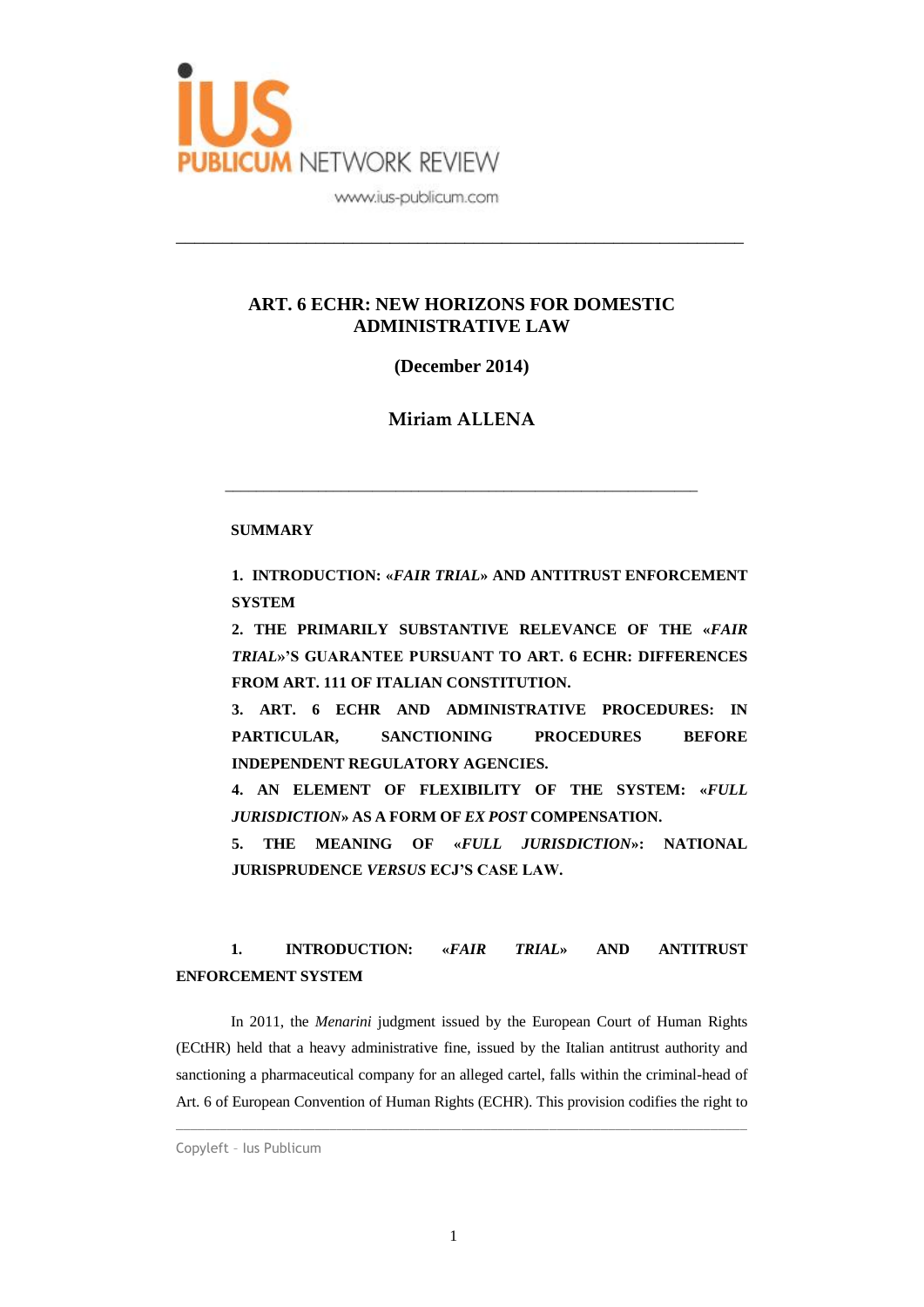# ART. 6 ECHR: NEW HORIZONS FOR DOMESTIC ADMINISTRATIVE LAW

**(December 2014)**

**Miriam ALLENA**

---

**SUMMARY**

**1. INTRODUCTION: «*FAIR TRIAL*» AND ANTITRUST ENFORCEMENT SYSTEM**

**2. THE PRIMARILY SUBSTANTIVE RELEVANCE OF THE «*FAIR TRIAL*»'S GUARANTEE PURSUANT TO ART. 6 ECHR: DIFFERENCES FROM ART. 111 OF ITALIAN CONSTITUTION.**

**3. ART. 6 ECHR AND ADMINISTRATIVE PROCEDURES: IN PARTICULAR, SANCTIONING PROCEDURES BEFORE INDEPENDENT REGULATORY AGENCIES.**

**4. AN ELEMENT OF FLEXIBILITY OF THE SYSTEM: «*FULL JURISDICTION*» AS A FORM OF *EX POST* COMPENSATION.**

**5. THE MEANING OF «*FULL JURISDICTION*»: NATIONAL JURISPRUDENCE *VERSUS* ECJ'S CASE LAW.**

## 1. INTRODUCTION: «*FAIR TRIAL*» AND ANTITRUST ENFORCEMENT SYSTEM

In 2011, the *Menarini* judgment issued by the European Court of Human Rights (ECtHR) held that a heavy administrative fine, issued by the Italian antitrust authority and sanctioning a pharmaceutical company for an alleged cartel, falls within the criminal-head of Art. 6 of European Convention of Human Rights (ECHR). This provision codifies the right to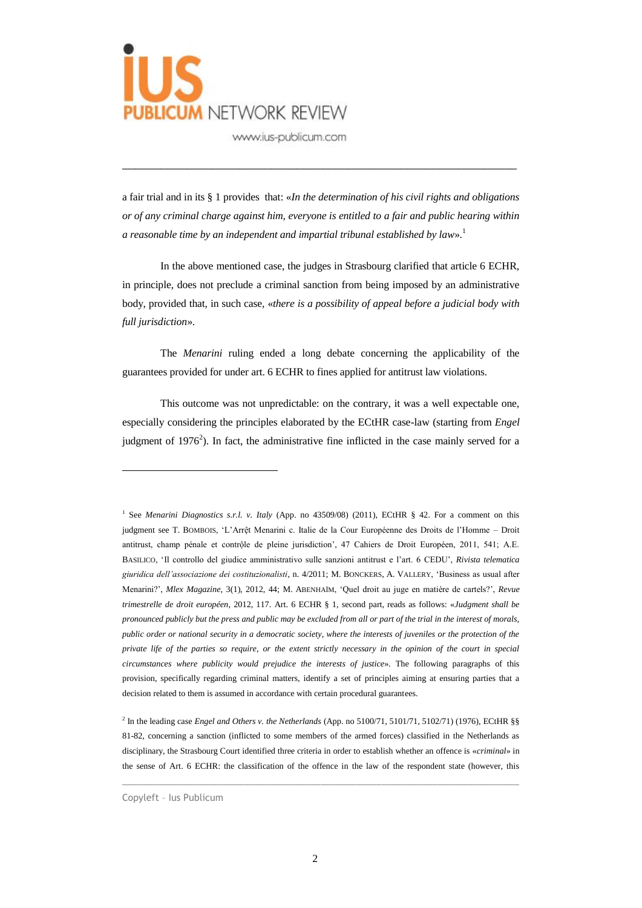a fair trial and in its § 1 provides that: «*In the determination of his civil rights and obligations or of any criminal charge against him, everyone is entitled to a fair and public hearing within a reasonable time by an independent and impartial tribunal established by law*».[1]

In the above mentioned case, the judges in Strasbourg clarified that article 6 ECHR, in principle, does not preclude a criminal sanction from being imposed by an administrative body, provided that, in such case, «*there is a possibility of appeal before a judicial body with full jurisdiction*».

The *Menarini* ruling ended a long debate concerning the applicability of the guarantees provided for under art. 6 ECHR to fines applied for antitrust law violations.

This outcome was not unpredictable: on the contrary, it was a well expectable one, especially considering the principles elaborated by the ECtHR case-law (starting from *Engel* judgment of 1976[2]). In fact, the administrative fine inflicted in the case mainly served for a

---

[1] See *Menarini Diagnostics s.r.l. v. Italy* (App. no 43509/08) (2011), ECtHR § 42. For a comment on this judgment see T. BOMBOIS, 'L'Arrêt Menarini c. Italie de la Cour Européenne des Droits de l'Homme – Droit antitrust, champ pénale et contrôle de pleine juridiction', 47 Cahiers de Droit Européen, 2011, 541; A.E. BASILICO, 'Il controllo del giudice amministrativo sulle sanzioni antitrust e l'art. 6 CEDU', *Rivista telematica giuridica dell'associazione dei costituzionalisti*, n. 4/2011; M. BONCKERS, A. VALLERY, 'Business as usual after Menarini?', *Mlex Magazine*, 3(1), 2012, 44; M. ABENHAÏM, 'Quel droit au juge en matière de cartels?', *Revue trimestrelle de droit européen*, 2012, 117. Art. 6 ECHR § 1, second part, reads as follows: «*Judgment shall be pronounced publicly but the press and public may be excluded from all or part of the trial in the interest of morals, public order or national security in a democratic society, where the interests of juveniles or the protection of the private life of the parties so require, or the extent strictly necessary in the opinion of the court in special circumstances where publicity would prejudice the interests of justice*». The following paragraphs of this provision, specifically regarding criminal matters, identify a set of principles aiming at ensuring parties that a decision related to them is assumed in accordance with certain procedural guarantees.

[2] In the leading case *Engel and Others v. the Netherlands* (App. no 5100/71, 5101/71, 5102/71) (1976), ECtHR §§ 81-82, concerning a sanction (inflicted to some members of the armed forces) classified in the Netherlands as disciplinary, the Strasbourg Court identified three criteria in order to establish whether an offence is «*criminal*» in the sense of Art. 6 ECHR: the classification of the offence in the law of the respondent state (however, this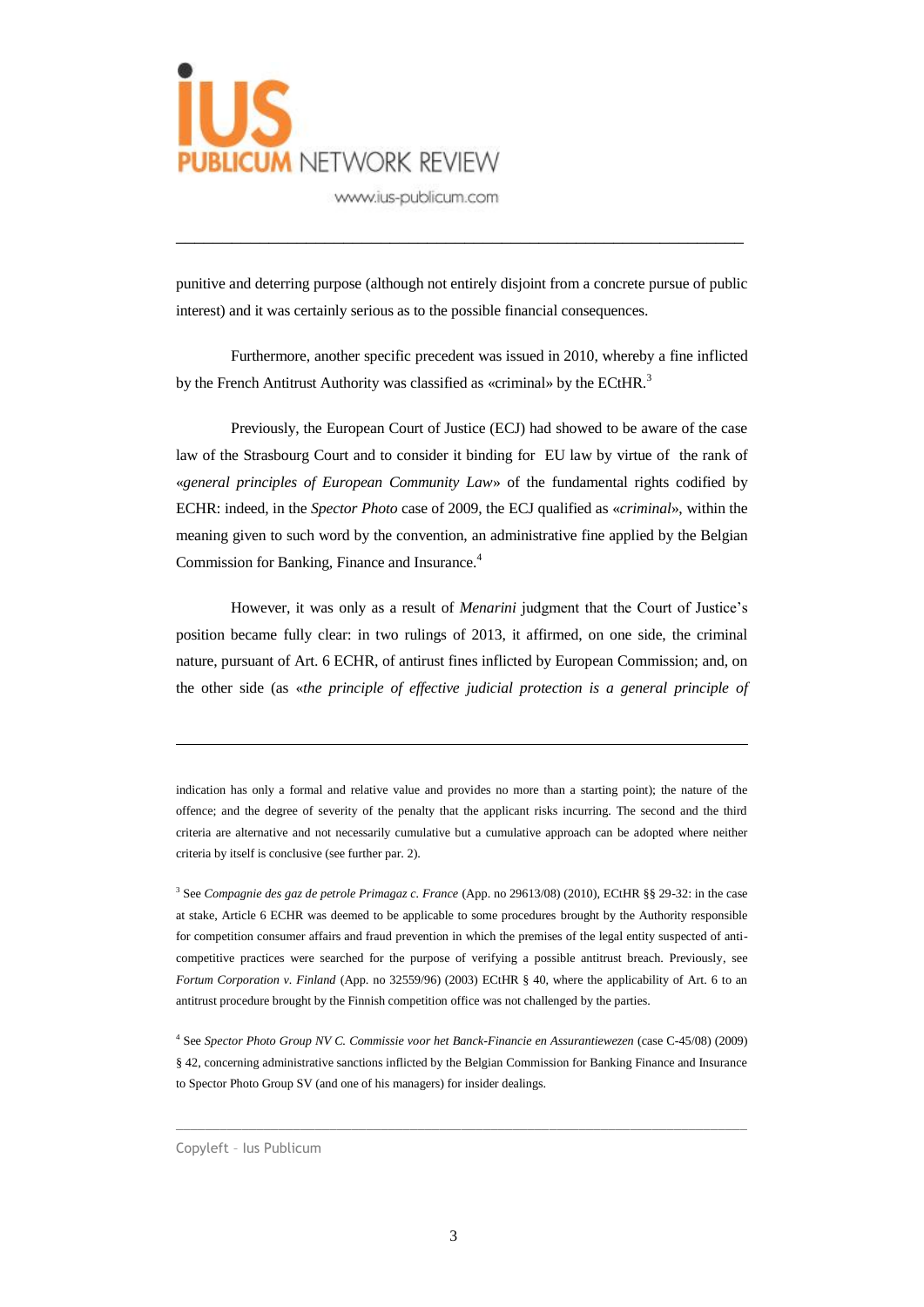punitive and deterring purpose (although not entirely disjoint from a concrete pursue of public interest) and it was certainly serious as to the possible financial consequences.

Furthermore, another specific precedent was issued in 2010, whereby a fine inflicted by the French Antitrust Authority was classified as «criminal» by the ECtHR.[3]

Previously, the European Court of Justice (ECJ) had showed to be aware of the case law of the Strasbourg Court and to consider it binding for EU law by virtue of the rank of «*general principles of European Community Law*» of the fundamental rights codified by ECHR: indeed, in the *Spector Photo* case of 2009, the ECJ qualified as «*criminal*», within the meaning given to such word by the convention, an administrative fine applied by the Belgian Commission for Banking, Finance and Insurance.[4]

However, it was only as a result of *Menarini* judgment that the Court of Justice's position became fully clear: in two rulings of 2013, it affirmed, on one side, the criminal nature, pursuant of Art. 6 ECHR, of antirust fines inflicted by European Commission; and, on the other side (as «*the principle of effective judicial protection is a general principle of*

---

indication has only a formal and relative value and provides no more than a starting point); the nature of the offence; and the degree of severity of the penalty that the applicant risks incurring. The second and the third criteria are alternative and not necessarily cumulative but a cumulative approach can be adopted where neither criteria by itself is conclusive (see further par. 2).

[3] See *Compagnie des gaz de petrole Primagaz c. France* (App. no 29613/08) (2010), ECtHR §§ 29-32: in the case at stake, Article 6 ECHR was deemed to be applicable to some procedures brought by the Authority responsible for competition consumer affairs and fraud prevention in which the premises of the legal entity suspected of anti-competitive practices were searched for the purpose of verifying a possible antitrust breach. Previously, see *Fortum Corporation v. Finland* (App. no 32559/96) (2003) ECtHR § 40, where the applicability of Art. 6 to an antitrust procedure brought by the Finnish competition office was not challenged by the parties.

[4] See *Spector Photo Group NV C. Commissie voor het Banck-Financie en Assurantiewezen* (case C-45/08) (2009) § 42, concerning administrative sanctions inflicted by the Belgian Commission for Banking Finance and Insurance to Spector Photo Group SV (and one of his managers) for insider dealings.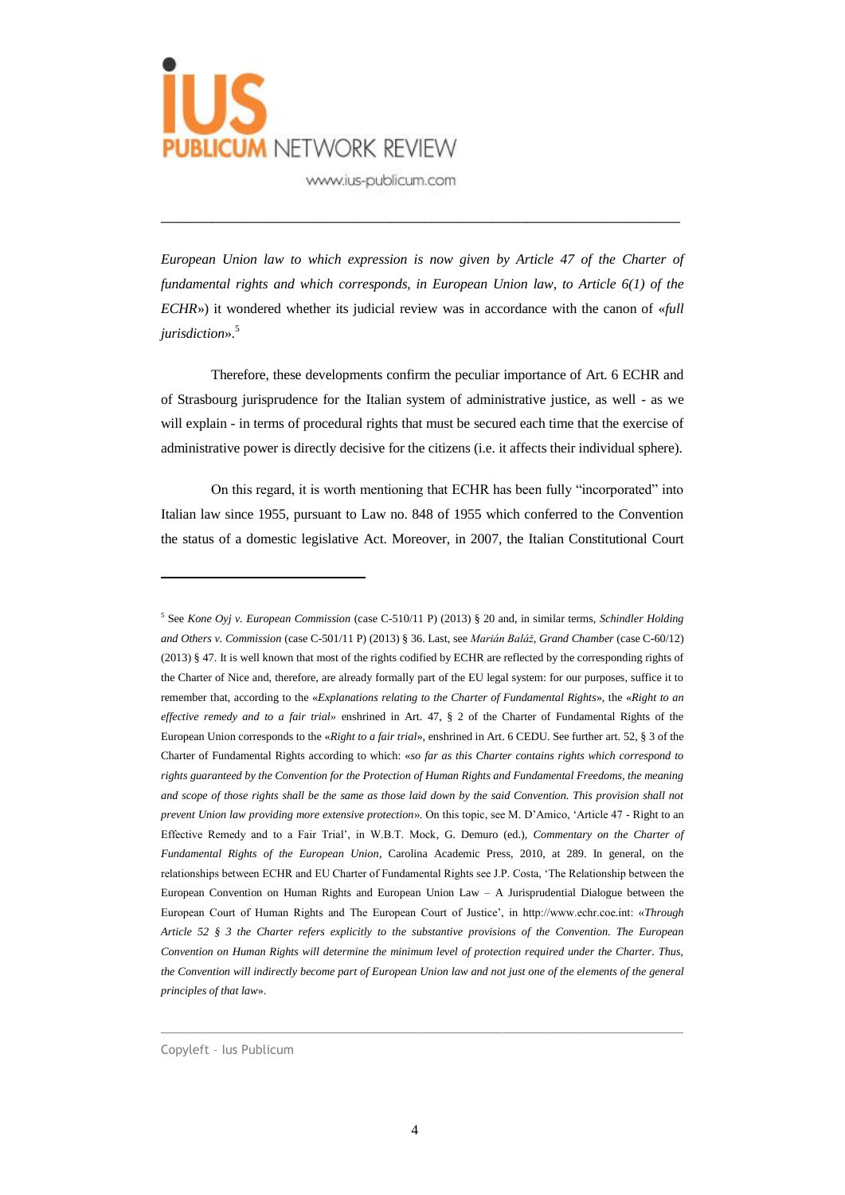*European Union law to which expression is now given by Article 47 of the Charter of fundamental rights and which corresponds, in European Union law, to Article 6(1) of the ECHR*») it wondered whether its judicial review was in accordance with the canon of «*full jurisdiction*».[5]

Therefore, these developments confirm the peculiar importance of Art. 6 ECHR and of Strasbourg jurisprudence for the Italian system of administrative justice, as well - as we will explain - in terms of procedural rights that must be secured each time that the exercise of administrative power is directly decisive for the citizens (i.e. it affects their individual sphere).

On this regard, it is worth mentioning that ECHR has been fully "incorporated" into Italian law since 1955, pursuant to Law no. 848 of 1955 which conferred to the Convention the status of a domestic legislative Act. Moreover, in 2007, the Italian Constitutional Court

---

[5] See *Kone Oyj v. European Commission* (case C-510/11 P) (2013) § 20 and, in similar terms, *Schindler Holding and Others v. Commission* (case C-501/11 P) (2013) § 36. Last, see *Marián Baláž, Grand Chamber* (case C-60/12) (2013) § 47. It is well known that most of the rights codified by ECHR are reflected by the corresponding rights of the Charter of Nice and, therefore, are already formally part of the EU legal system: for our purposes, suffice it to remember that, according to the «*Explanations relating to the Charter of Fundamental Rights*», the «*Right to an effective remedy and to a fair trial*» enshrined in Art. 47, § 2 of the Charter of Fundamental Rights of the European Union corresponds to the «*Right to a fair trial*», enshrined in Art. 6 CEDU. See further art. 52, § 3 of the Charter of Fundamental Rights according to which: «*so far as this Charter contains rights which correspond to rights guaranteed by the Convention for the Protection of Human Rights and Fundamental Freedoms, the meaning and scope of those rights shall be the same as those laid down by the said Convention. This provision shall not prevent Union law providing more extensive protection*». On this topic, see M. D'Amico, 'Article 47 - Right to an Effective Remedy and to a Fair Trial', in W.B.T. Mock, G. Demuro (ed.), *Commentary on the Charter of Fundamental Rights of the European Union*, Carolina Academic Press, 2010, at 289. In general, on the relationships between ECHR and EU Charter of Fundamental Rights see J.P. Costa, 'The Relationship between the European Convention on Human Rights and European Union Law – A Jurisprudential Dialogue between the European Court of Human Rights and The European Court of Justice', in http://www.echr.coe.int: «*Through Article 52 § 3 the Charter refers explicitly to the substantive provisions of the Convention. The European Convention on Human Rights will determine the minimum level of protection required under the Charter. Thus, the Convention will indirectly become part of European Union law and not just one of the elements of the general principles of that law*».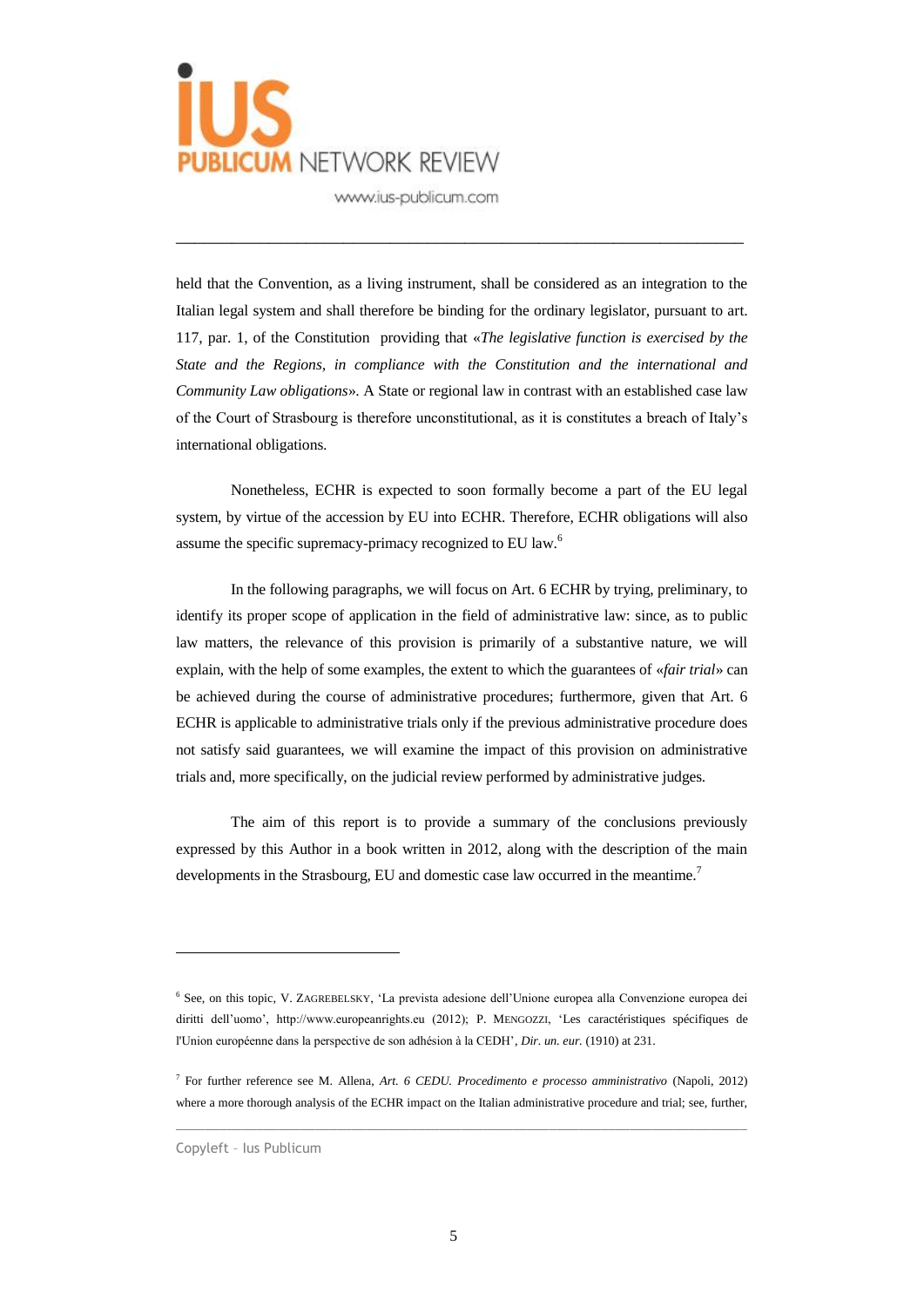held that the Convention, as a living instrument, shall be considered as an integration to the Italian legal system and shall therefore be binding for the ordinary legislator, pursuant to art. 117, par. 1, of the Constitution providing that «*The legislative function is exercised by the State and the Regions, in compliance with the Constitution and the international and Community Law obligations*». A State or regional law in contrast with an established case law of the Court of Strasbourg is therefore unconstitutional, as it is constitutes a breach of Italy's international obligations.

Nonetheless, ECHR is expected to soon formally become a part of the EU legal system, by virtue of the accession by EU into ECHR. Therefore, ECHR obligations will also assume the specific supremacy-primacy recognized to EU law.[6]

In the following paragraphs, we will focus on Art. 6 ECHR by trying, preliminary, to identify its proper scope of application in the field of administrative law: since, as to public law matters, the relevance of this provision is primarily of a substantive nature, we will explain, with the help of some examples, the extent to which the guarantees of «*fair trial*» can be achieved during the course of administrative procedures; furthermore, given that Art. 6 ECHR is applicable to administrative trials only if the previous administrative procedure does not satisfy said guarantees, we will examine the impact of this provision on administrative trials and, more specifically, on the judicial review performed by administrative judges.

The aim of this report is to provide a summary of the conclusions previously expressed by this Author in a book written in 2012, along with the description of the main developments in the Strasbourg, EU and domestic case law occurred in the meantime.[7]

---

[6] See, on this topic, V. ZAGREBELSKY, 'La prevista adesione dell'Unione europea alla Convenzione europea dei diritti dell'uomo', http://www.europeanrights.eu (2012); P. MENGOZZI, 'Les caractéristiques spécifiques de l'Union européenne dans la perspective de son adhésion à la CEDH', *Dir. un. eur.* (1910) at 231.

[7] For further reference see M. Allena, *Art. 6 CEDU. Procedimento e processo amministrativo* (Napoli, 2012) where a more thorough analysis of the ECHR impact on the Italian administrative procedure and trial; see, further,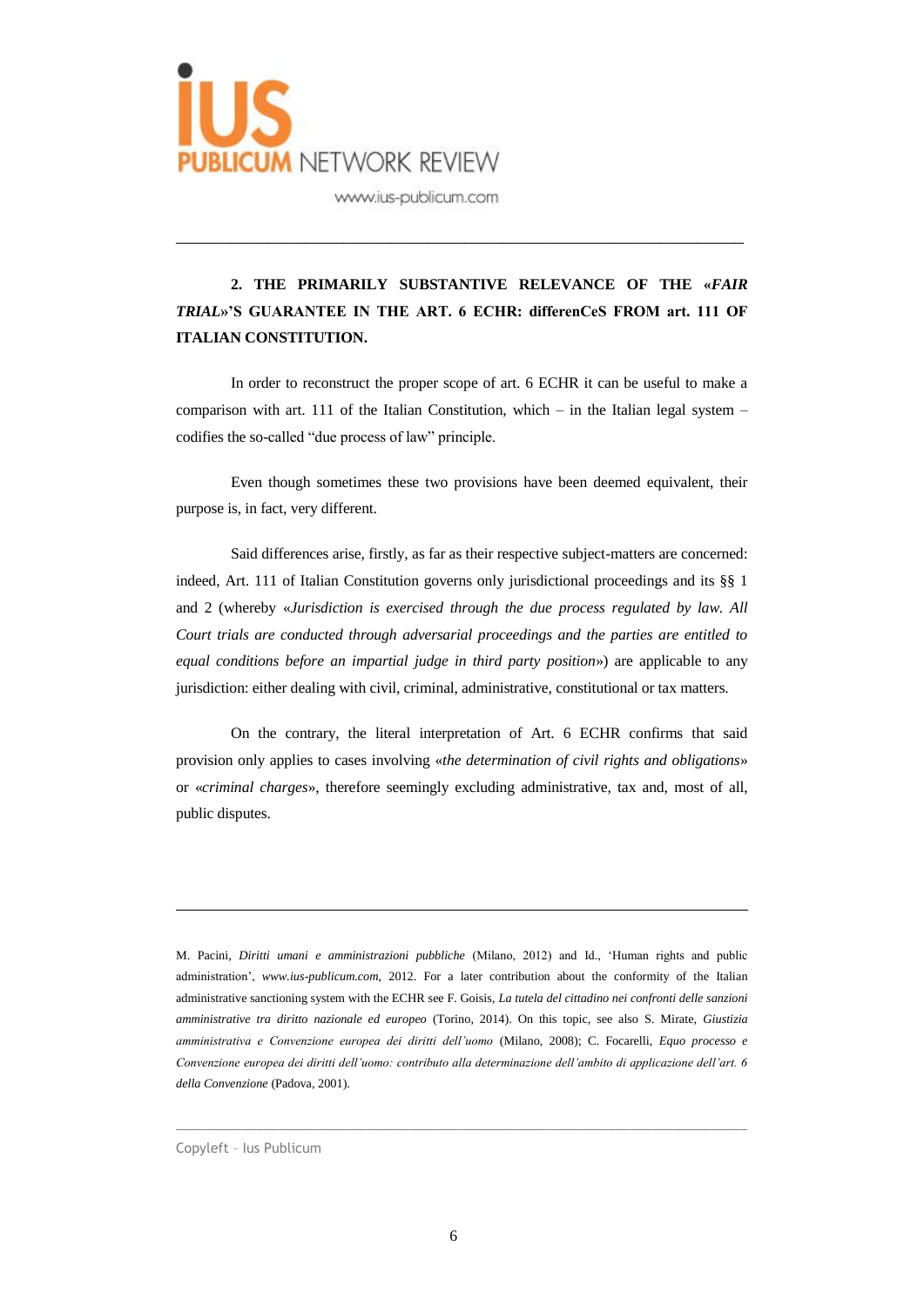## 2. THE PRIMARILY SUBSTANTIVE RELEVANCE OF THE «*FAIR TRIAL*»'S GUARANTEE IN THE ART. 6 ECHR: differenCeS FROM art. 111 OF ITALIAN CONSTITUTION.

In order to reconstruct the proper scope of art. 6 ECHR it can be useful to make a comparison with art. 111 of the Italian Constitution, which – in the Italian legal system – codifies the so-called "due process of law" principle.

Even though sometimes these two provisions have been deemed equivalent, their purpose is, in fact, very different.

Said differences arise, firstly, as far as their respective subject-matters are concerned: indeed, Art. 111 of Italian Constitution governs only jurisdictional proceedings and its §§ 1 and 2 (whereby «*Jurisdiction is exercised through the due process regulated by law. All Court trials are conducted through adversarial proceedings and the parties are entitled to equal conditions before an impartial judge in third party position*») are applicable to any jurisdiction: either dealing with civil, criminal, administrative, constitutional or tax matters.

On the contrary, the literal interpretation of Art. 6 ECHR confirms that said provision only applies to cases involving «*the determination of civil rights and obligations*» or «*criminal charges*», therefore seemingly excluding administrative, tax and, most of all, public disputes.

---

M. Pacini, *Diritti umani e amministrazioni pubbliche* (Milano, 2012) and Id., 'Human rights and public administration', *www.ius-publicum.com*, 2012. For a later contribution about the conformity of the Italian administrative sanctioning system with the ECHR see F. Goisis, *La tutela del cittadino nei confronti delle sanzioni amministrative tra diritto nazionale ed europeo* (Torino, 2014). On this topic, see also S. Mirate, *Giustizia amministrativa e Convenzione europea dei diritti dell'uomo* (Milano, 2008); C. Focarelli, *Equo processo e Convenzione europea dei diritti dell'uomo: contributo alla determinazione dell'ambito di applicazione dell'art. 6 della Convenzione* (Padova, 2001).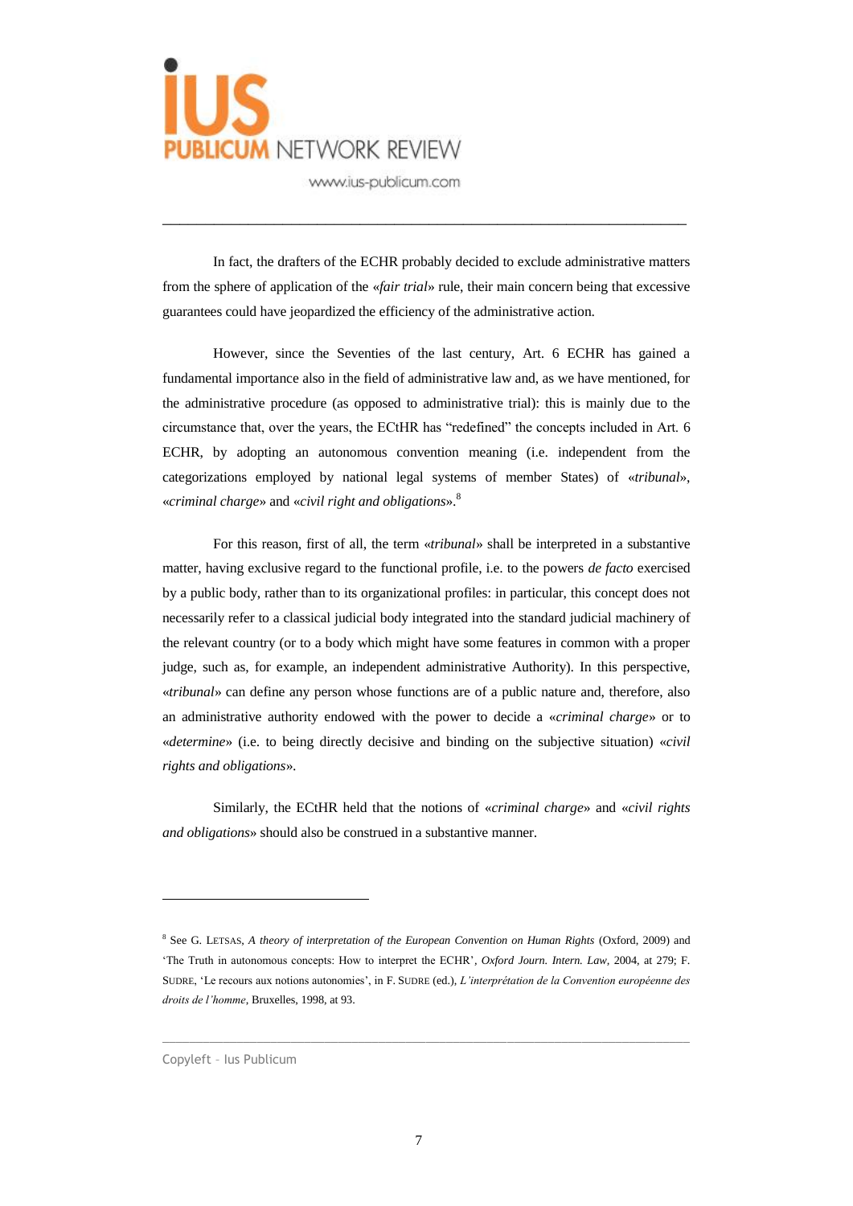In fact, the drafters of the ECHR probably decided to exclude administrative matters from the sphere of application of the «*fair trial*» rule, their main concern being that excessive guarantees could have jeopardized the efficiency of the administrative action.

However, since the Seventies of the last century, Art. 6 ECHR has gained a fundamental importance also in the field of administrative law and, as we have mentioned, for the administrative procedure (as opposed to administrative trial): this is mainly due to the circumstance that, over the years, the ECtHR has "redefined" the concepts included in Art. 6 ECHR, by adopting an autonomous convention meaning (i.e. independent from the categorizations employed by national legal systems of member States) of «*tribunal*», «*criminal charge*» and «*civil right and obligations*».[8]

For this reason, first of all, the term «*tribunal*» shall be interpreted in a substantive matter, having exclusive regard to the functional profile, i.e. to the powers *de facto* exercised by a public body, rather than to its organizational profiles: in particular, this concept does not necessarily refer to a classical judicial body integrated into the standard judicial machinery of the relevant country (or to a body which might have some features in common with a proper judge, such as, for example, an independent administrative Authority). In this perspective, «*tribunal*» can define any person whose functions are of a public nature and, therefore, also an administrative authority endowed with the power to decide a «*criminal charge*» or to «*determine*» (i.e. to being directly decisive and binding on the subjective situation) «*civil rights and obligations*».

Similarly, the ECtHR held that the notions of «*criminal charge*» and «*civil rights and obligations*» should also be construed in a substantive manner.

---

[8] See G. LETSAS, *A theory of interpretation of the European Convention on Human Rights* (Oxford, 2009) and 'The Truth in autonomous concepts: How to interpret the ECHR', *Oxford Journ. Intern. Law*, 2004, at 279; F. SUDRE, 'Le recours aux notions autonomies', in F. SUDRE (ed.), *L'interprétation de la Convention européenne des droits de l'homme*, Bruxelles, 1998, at 93.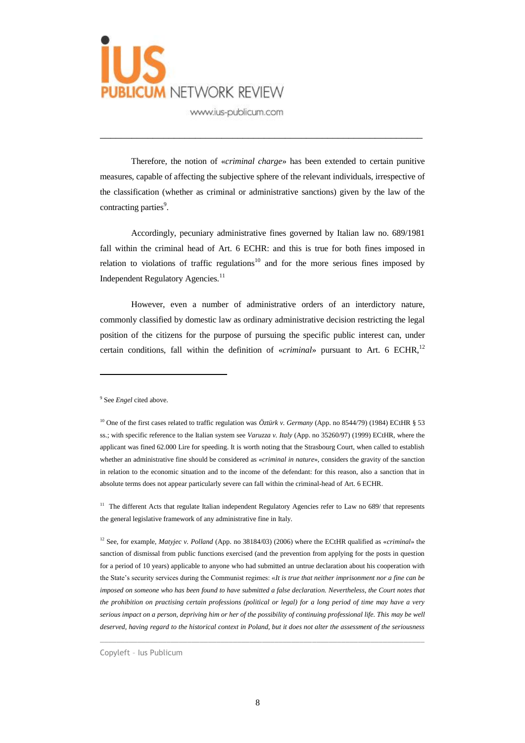Therefore, the notion of «*criminal charge*» has been extended to certain punitive measures, capable of affecting the subjective sphere of the relevant individuals, irrespective of the classification (whether as criminal or administrative sanctions) given by the law of the contracting parties[9].

Accordingly, pecuniary administrative fines governed by Italian law no. 689/1981 fall within the criminal head of Art. 6 ECHR: and this is true for both fines imposed in relation to violations of traffic regulations[10] and for the more serious fines imposed by Independent Regulatory Agencies.[11]

However, even a number of administrative orders of an interdictory nature, commonly classified by domestic law as ordinary administrative decision restricting the legal position of the citizens for the purpose of pursuing the specific public interest can, under certain conditions, fall within the definition of «*criminal*» pursuant to Art. 6 ECHR,[12]

---

[9] See *Engel* cited above.

[10] One of the first cases related to traffic regulation was *Öztürk v. Germany* (App. no 8544/79) (1984) ECtHR § 53 ss.; with specific reference to the Italian system see *Varuzza v. Italy* (App. no 35260/97) (1999) ECtHR, where the applicant was fined 62.000 Lire for speeding. It is worth noting that the Strasbourg Court, when called to establish whether an administrative fine should be considered as «*criminal in nature*», considers the gravity of the sanction in relation to the economic situation and to the income of the defendant: for this reason, also a sanction that in absolute terms does not appear particularly severe can fall within the criminal-head of Art. 6 ECHR.

[11] The different Acts that regulate Italian independent Regulatory Agencies refer to Law no 689/ that represents the general legislative framework of any administrative fine in Italy.

[12] See, for example, *Matyjec v. Polland* (App. no 38184/03) (2006) where the ECtHR qualified as «*criminal*» the sanction of dismissal from public functions exercised (and the prevention from applying for the posts in question for a period of 10 years) applicable to anyone who had submitted an untrue declaration about his cooperation with the State's security services during the Communist regimes: «*It is true that neither imprisonment nor a fine can be imposed on someone who has been found to have submitted a false declaration. Nevertheless, the Court notes that the prohibition on practising certain professions (political or legal) for a long period of time may have a very serious impact on a person, depriving him or her of the possibility of continuing professional life. This may be well deserved, having regard to the historical context in Poland, but it does not alter the assessment of the seriousness*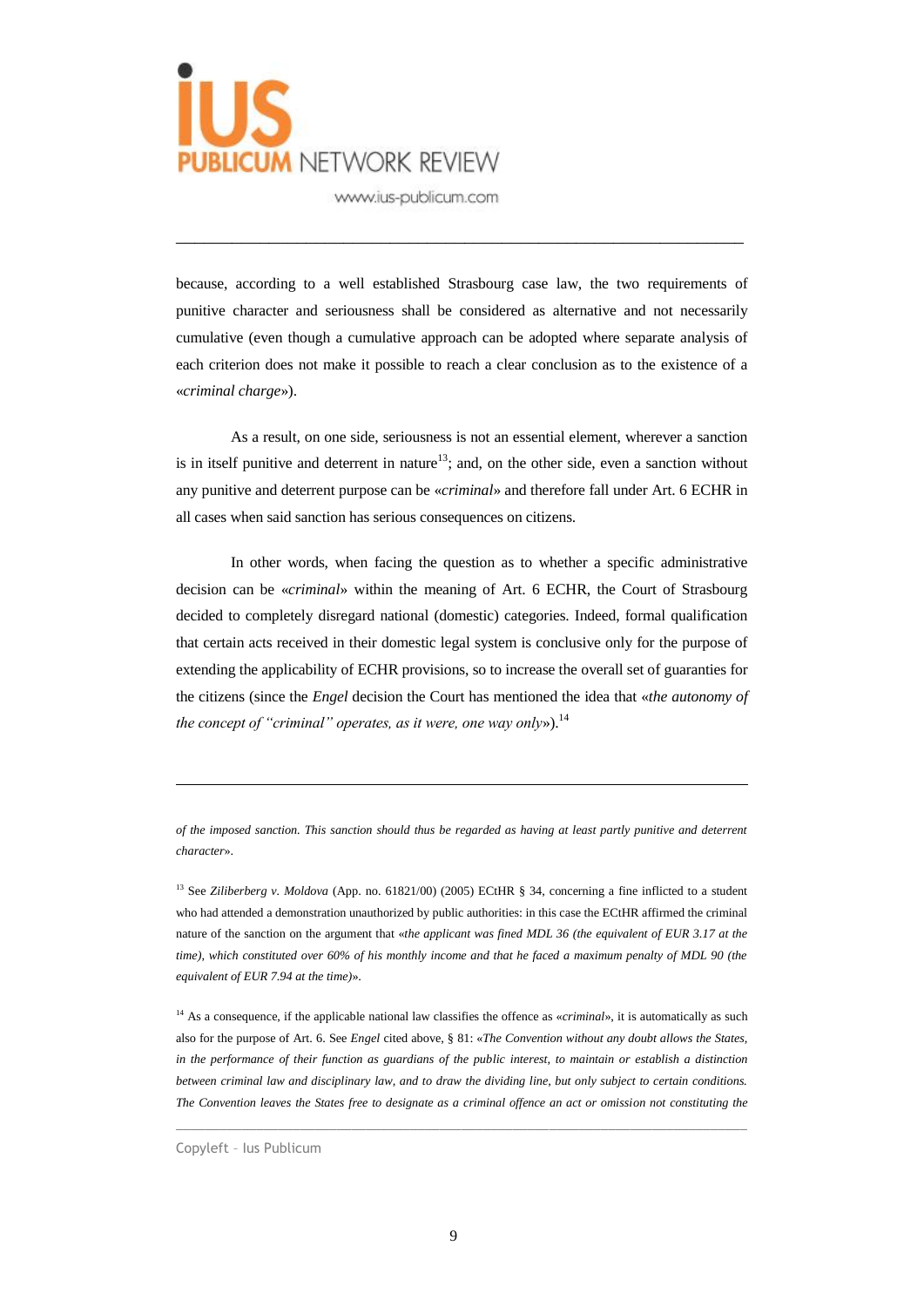because, according to a well established Strasbourg case law, the two requirements of punitive character and seriousness shall be considered as alternative and not necessarily cumulative (even though a cumulative approach can be adopted where separate analysis of each criterion does not make it possible to reach a clear conclusion as to the existence of a «*criminal charge*»).

As a result, on one side, seriousness is not an essential element, wherever a sanction is in itself punitive and deterrent in nature[13]; and, on the other side, even a sanction without any punitive and deterrent purpose can be «*criminal*» and therefore fall under Art. 6 ECHR in all cases when said sanction has serious consequences on citizens.

In other words, when facing the question as to whether a specific administrative decision can be «*criminal*» within the meaning of Art. 6 ECHR, the Court of Strasbourg decided to completely disregard national (domestic) categories. Indeed, formal qualification that certain acts received in their domestic legal system is conclusive only for the purpose of extending the applicability of ECHR provisions, so to increase the overall set of guarantees for the citizens (since the *Engel* decision the Court has mentioned the idea that «*the autonomy of the concept of "criminal" operates, as it were, one way only*»).[14]

---

*of the imposed sanction. This sanction should thus be regarded as having at least partly punitive and deterrent character*».

[13] See *Ziliberberg v. Moldova* (App. no. 61821/00) (2005) ECtHR § 34, concerning a fine inflicted to a student who had attended a demonstration unauthorized by public authorities: in this case the ECtHR affirmed the criminal nature of the sanction on the argument that «*the applicant was fined MDL 36 (the equivalent of EUR 3.17 at the time), which constituted over 60% of his monthly income and that he faced a maximum penalty of MDL 90 (the equivalent of EUR 7.94 at the time)*».

[14] As a consequence, if the applicable national law classifies the offence as «*criminal*», it is automatically as such also for the purpose of Art. 6. See *Engel* cited above, § 81: «*The Convention without any doubt allows the States, in the performance of their function as guardians of the public interest, to maintain or establish a distinction between criminal law and disciplinary law, and to draw the dividing line, but only subject to certain conditions. The Convention leaves the States free to designate as a criminal offence an act or omission not constituting the*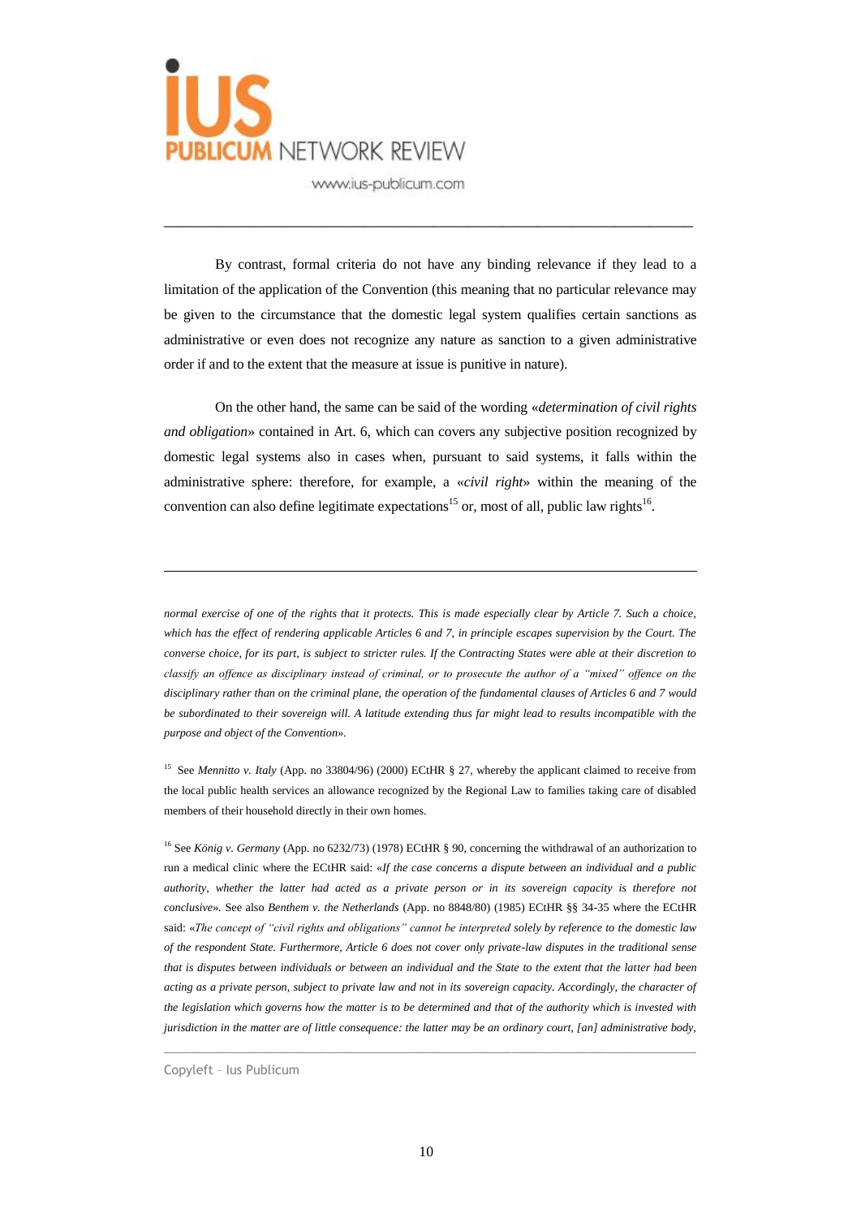By contrast, formal criteria do not have any binding relevance if they lead to a limitation of the application of the Convention (this meaning that no particular relevance may be given to the circumstance that the domestic legal system qualifies certain sanctions as administrative or even does not recognize any nature as sanction to a given administrative order if and to the extent that the measure at issue is punitive in nature).

On the other hand, the same can be said of the wording «*determination of civil rights and obligation*» contained in Art. 6, which can covers any subjective position recognized by domestic legal systems also in cases when, pursuant to said systems, it falls within the administrative sphere: therefore, for example, a «*civil right*» within the meaning of the convention can also define legitimate expectations[15] or, most of all, public law rights[16].

---

*normal exercise of one of the rights that it protects. This is made especially clear by Article 7. Such a choice, which has the effect of rendering applicable Articles 6 and 7, in principle escapes supervision by the Court. The converse choice, for its part, is subject to stricter rules. If the Contracting States were able at their discretion to classify an offence as disciplinary instead of criminal, or to prosecute the author of a "mixed" offence on the disciplinary rather than on the criminal plane, the operation of the fundamental clauses of Articles 6 and 7 would be subordinated to their sovereign will. A latitude extending thus far might lead to results incompatible with the purpose and object of the Convention*».

[15] See *Mennitto v. Italy* (App. no 33804/96) (2000) ECtHR § 27, whereby the applicant claimed to receive from the local public health services an allowance recognized by the Regional Law to families taking care of disabled members of their household directly in their own homes.

[16] See *König v. Germany* (App. no 6232/73) (1978) ECtHR § 90, concerning the withdrawal of an authorization to run a medical clinic where the ECtHR said: «*If the case concerns a dispute between an individual and a public authority, whether the latter had acted as a private person or in its sovereign capacity is therefore not conclusive*». See also *Benthem v. the Netherlands* (App. no 8848/80) (1985) ECtHR §§ 34-35 where the ECtHR said: «*The concept of "civil rights and obligations" cannot be interpreted solely by reference to the domestic law of the respondent State. Furthermore, Article 6 does not cover only private-law disputes in the traditional sense that is disputes between individuals or between an individual and the State to the extent that the latter had been acting as a private person, subject to private law and not in its sovereign capacity. Accordingly, the character of the legislation which governs how the matter is to be determined and that of the authority which is invested with jurisdiction in the matter are of little consequence: the latter may be an ordinary court, [an] administrative body,*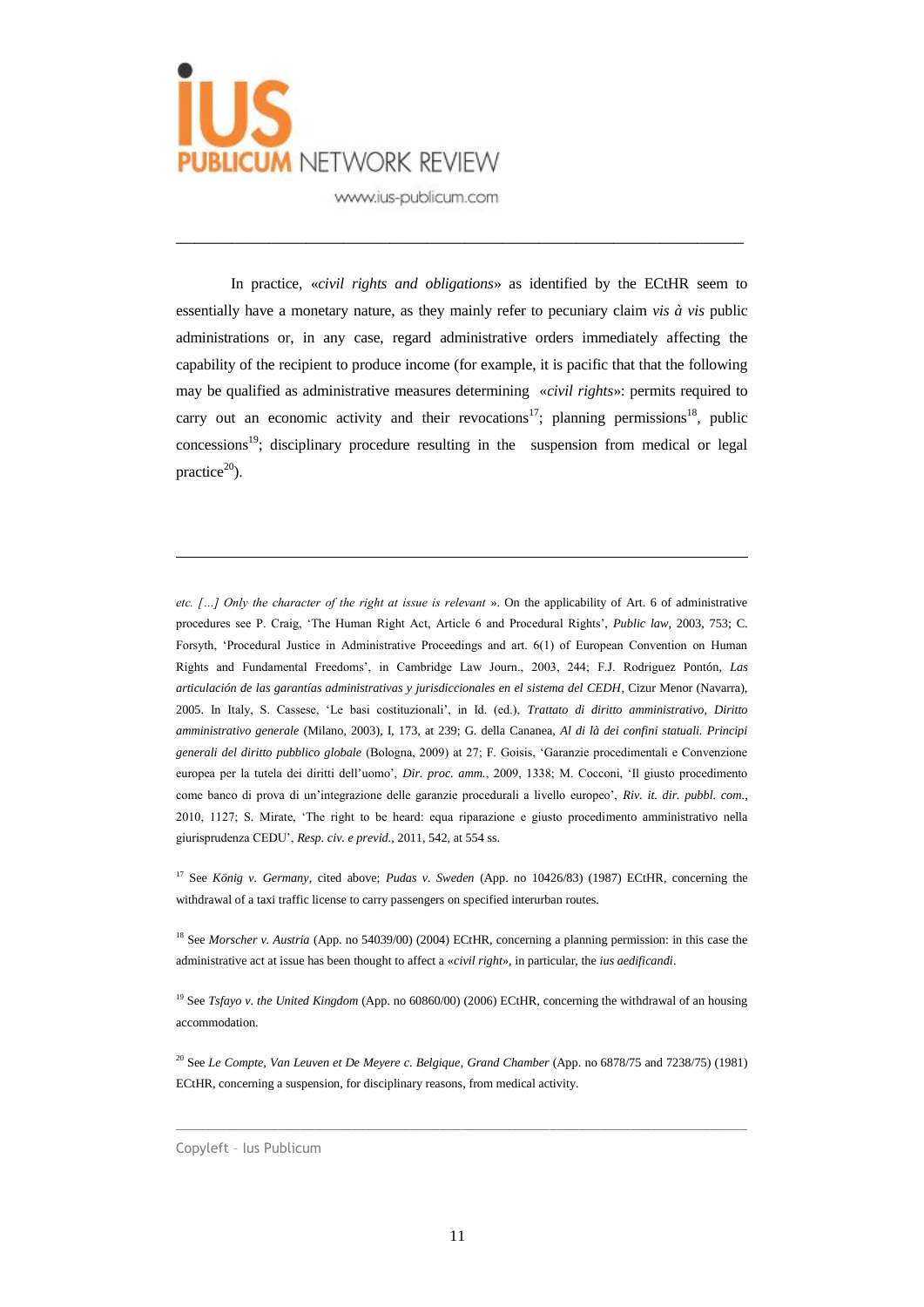In practice, «*civil rights and obligations*» as identified by the ECtHR seem to essentially have a monetary nature, as they mainly refer to pecuniary claim *vis à vis* public administrations or, in any case, regard administrative orders immediately affecting the capability of the recipient to produce income (for example, it is pacific that that the following may be qualified as administrative measures determining «*civil rights*»: permits required to carry out an economic activity and their revocations[17]; planning permissions[18], public concessions[19]; disciplinary procedure resulting in the suspension from medical or legal practice[20]).

---

*etc. […] Only the character of the right at issue is relevant* ». On the applicability of Art. 6 of administrative procedures see P. Craig, 'The Human Right Act, Article 6 and Procedural Rights', *Public law*, 2003, 753; C. Forsyth, 'Procedural Justice in Administrative Proceedings and art. 6(1) of European Convention on Human Rights and Fundamental Freedoms', in Cambridge Law Journ., 2003, 244; F.J. Rodriguez Pontón, *Las articulación de las garantías administrativas y jurisdiccionales en el sistema del CEDH*, Cizur Menor (Navarra), 2005. In Italy, S. Cassese, 'Le basi costituzionali', in Id. (ed.), *Trattato di diritto amministrativo, Diritto amministrativo generale* (Milano, 2003), I, 173, at 239; G. della Cananea, *Al di là dei confini statuali. Principi generali del diritto pubblico globale* (Bologna, 2009) at 27; F. Goisis, 'Garanzie procedimentali e Convenzione europea per la tutela dei diritti dell'uomo', *Dir. proc. amm.*, 2009, 1338; M. Cocconi, 'Il giusto procedimento come banco di prova di un'integrazione delle garanzie procedurali a livello europeo', *Riv. it. dir. pubbl. com.*, 2010, 1127; S. Mirate, 'The right to be heard: equa riparazione e giusto procedimento amministrativo nella giurisprudenza CEDU', *Resp. civ. e previd.*, 2011, 542, at 554 ss.

[17] See *König v. Germany*, cited above; *Pudas v. Sweden* (App. no 10426/83) (1987) ECtHR, concerning the withdrawal of a taxi traffic license to carry passengers on specified interurban routes.

[18] See *Morscher v. Austria* (App. no 54039/00) (2004) ECtHR, concerning a planning permission: in this case the administrative act at issue has been thought to affect a «*civil right*», in particular, the *ius aedificandi*.

[19] See *Tsfayo v. the United Kingdom* (App. no 60860/00) (2006) ECtHR, concerning the withdrawal of an housing accommodation.

[20] See *Le Compte, Van Leuven et De Meyere c. Belgique, Grand Chamber* (App. no 6878/75 and 7238/75) (1981) ECtHR, concerning a suspension, for disciplinary reasons, from medical activity.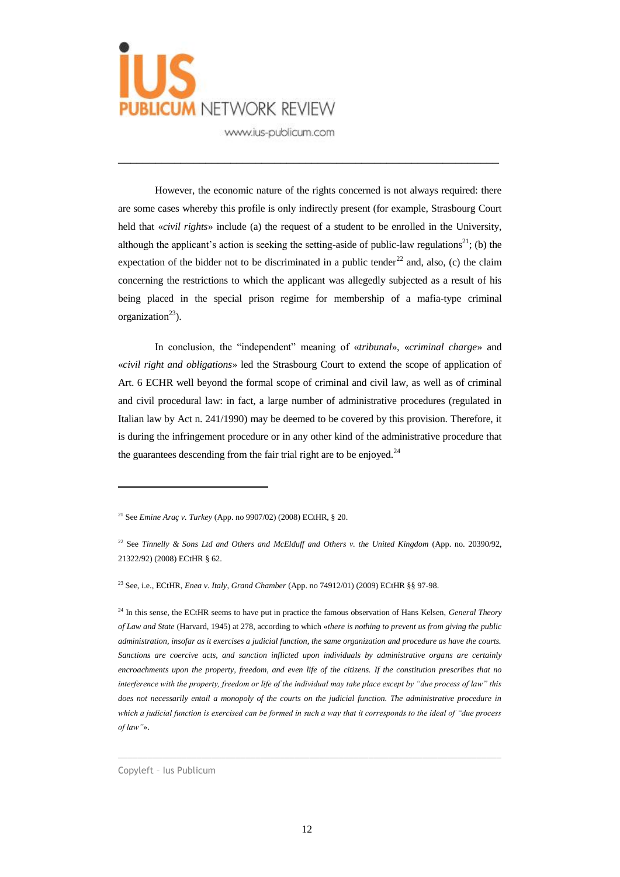However, the economic nature of the rights concerned is not always required: there are some cases whereby this profile is only indirectly present (for example, Strasbourg Court held that «*civil rights*» include (a) the request of a student to be enrolled in the University, although the applicant's action is seeking the setting-aside of public-law regulations[21]; (b) the expectation of the bidder not to be discriminated in a public tender[22] and, also, (c) the claim concerning the restrictions to which the applicant was allegedly subjected as a result of his being placed in the special prison regime for membership of a mafia-type criminal organization[23]).

In conclusion, the "independent" meaning of «*tribunal*», «*criminal charge*» and «*civil right and obligations*» led the Strasbourg Court to extend the scope of application of Art. 6 ECHR well beyond the formal scope of criminal and civil law, as well as of criminal and civil procedural law: in fact, a large number of administrative procedures (regulated in Italian law by Act n. 241/1990) may be deemed to be covered by this provision. Therefore, it is during the infringement procedure or in any other kind of the administrative procedure that the guarantees descending from the fair trial right are to be enjoyed.[24]

---

[21] See *Emine Araç v. Turkey* (App. no 9907/02) (2008) ECtHR, § 20.

[22] See *Tinnelly & Sons Ltd and Others and McElduff and Others v. the United Kingdom* (App. no. 20390/92, 21322/92) (2008) ECtHR § 62.

[23] See, i.e., ECtHR, *Enea v. Italy, Grand Chamber* (App. no 74912/01) (2009) ECtHR §§ 97-98.

[24] In this sense, the ECtHR seems to have put in practice the famous observation of Hans Kelsen, *General Theory of Law and State* (Harvard, 1945) at 278, according to which «*there is nothing to prevent us from giving the public administration, insofar as it exercises a judicial function, the same organization and procedure as have the courts. Sanctions are coercive acts, and sanction inflicted upon individuals by administrative organs are certainly encroachments upon the property, freedom, and even life of the citizens. If the constitution prescribes that no interference with the property, freedom or life of the individual may take place except by "due process of law" this does not necessarily entail a monopoly of the courts on the judicial function. The administrative procedure in which a judicial function is exercised can be formed in such a way that it corresponds to the ideal of "due process of law"*».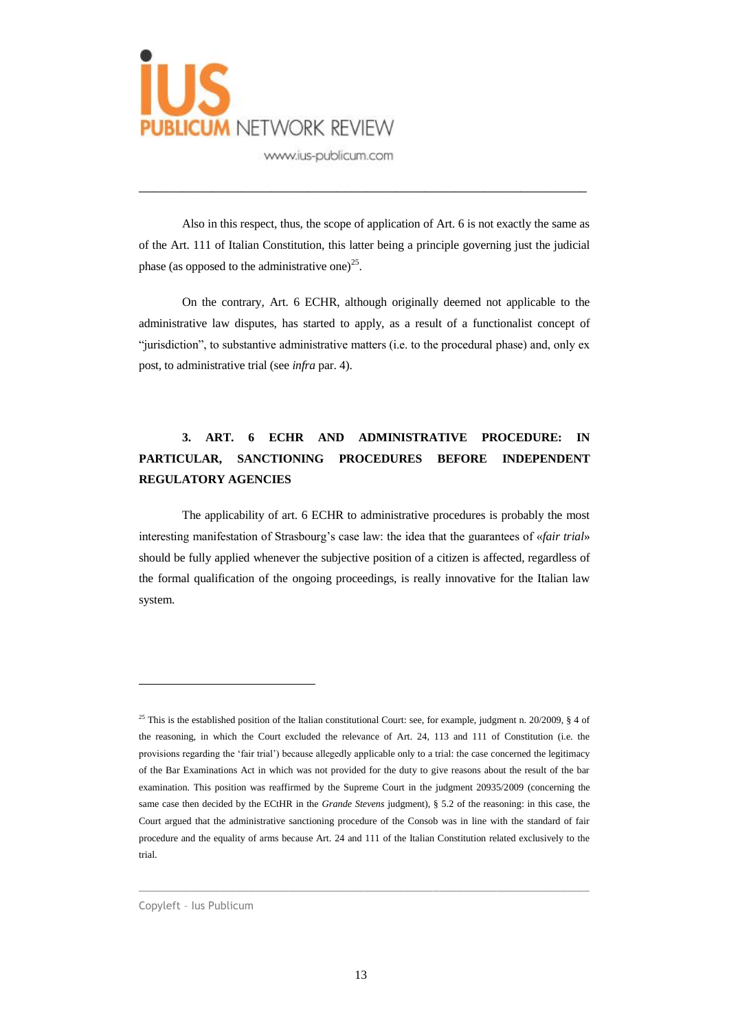Also in this respect, thus, the scope of application of Art. 6 is not exactly the same as of the Art. 111 of Italian Constitution, this latter being a principle governing just the judicial phase (as opposed to the administrative one)[25].

On the contrary, Art. 6 ECHR, although originally deemed not applicable to the administrative law disputes, has started to apply, as a result of a functionalist concept of "jurisdiction", to substantive administrative matters (i.e. to the procedural phase) and, only ex post, to administrative trial (see *infra* par. 4).

## 3. ART. 6 ECHR AND ADMINISTRATIVE PROCEDURE: IN PARTICULAR, SANCTIONING PROCEDURES BEFORE INDEPENDENT REGULATORY AGENCIES

The applicability of art. 6 ECHR to administrative procedures is probably the most interesting manifestation of Strasbourg's case law: the idea that the guarantees of «*fair trial*» should be fully applied whenever the subjective position of a citizen is affected, regardless of the formal qualification of the ongoing proceedings, is really innovative for the Italian law system.

---

[25] This is the established position of the Italian constitutional Court: see, for example, judgment n. 20/2009, § 4 of the reasoning, in which the Court excluded the relevance of Art. 24, 113 and 111 of Constitution (i.e. the provisions regarding the 'fair trial') because allegedly applicable only to a trial: the case concerned the legitimacy of the Bar Examinations Act in which was not provided for the duty to give reasons about the result of the bar examination. This position was reaffirmed by the Supreme Court in the judgment 20935/2009 (concerning the same case then decided by the ECtHR in the *Grande Stevens* judgment), § 5.2 of the reasoning: in this case, the Court argued that the administrative sanctioning procedure of the Consob was in line with the standard of fair procedure and the equality of arms because Art. 24 and 111 of the Italian Constitution related exclusively to the trial.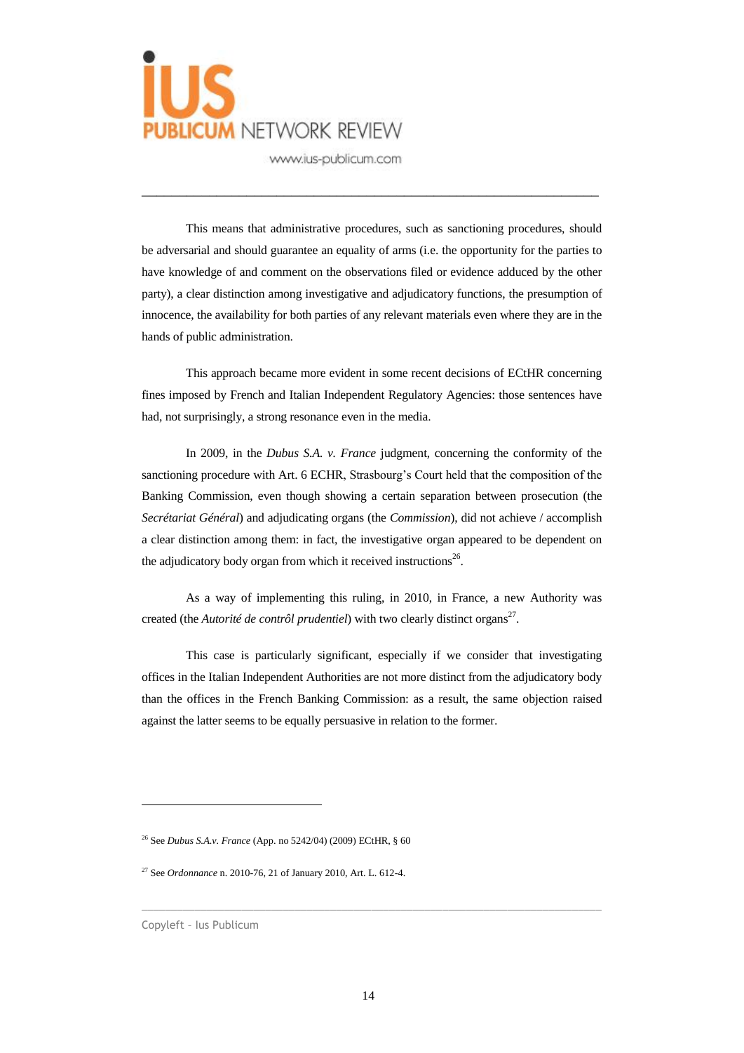This means that administrative procedures, such as sanctioning procedures, should be adversarial and should guarantee an equality of arms (i.e. the opportunity for the parties to have knowledge of and comment on the observations filed or evidence adduced by the other party), a clear distinction among investigative and adjudicatory functions, the presumption of innocence, the availability for both parties of any relevant materials even where they are in the hands of public administration.

This approach became more evident in some recent decisions of ECtHR concerning fines imposed by French and Italian Independent Regulatory Agencies: those sentences have had, not surprisingly, a strong resonance even in the media.

In 2009, in the *Dubus S.A. v. France* judgment, concerning the conformity of the sanctioning procedure with Art. 6 ECHR, Strasbourg's Court held that the composition of the Banking Commission, even though showing a certain separation between prosecution (the *Secrétariat Général*) and adjudicating organs (the *Commission*), did not achieve / accomplish a clear distinction among them: in fact, the investigative organ appeared to be dependent on the adjudicatory body organ from which it received instructions[26].

As a way of implementing this ruling, in 2010, in France, a new Authority was created (the *Autorité de contrôl prudentiel*) with two clearly distinct organs[27].

This case is particularly significant, especially if we consider that investigating offices in the Italian Independent Authorities are not more distinct from the adjudicatory body than the offices in the French Banking Commission: as a result, the same objection raised against the latter seems to be equally persuasive in relation to the former.

---

[26] See *Dubus S.A.v. France* (App. no 5242/04) (2009) ECtHR, § 60

[27] See *Ordonnance* n. 2010-76, 21 of January 2010, Art. L. 612-4.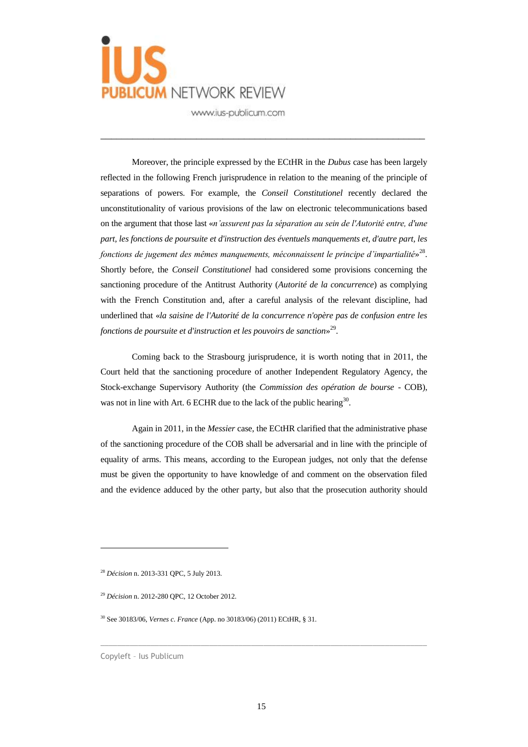Moreover, the principle expressed by the ECtHR in the *Dubus* case has been largely reflected in the following French jurisprudence in relation to the meaning of the principle of separations of powers. For example, the *Conseil Constitutionel* recently declared the unconstitutionality of various provisions of the law on electronic telecommunications based on the argument that those last «*n'assurent pas la séparation au sein de l'Autorité entre, d'une part, les fonctions de poursuite et d'instruction des éventuels manquements et, d'autre part, les fonctions de jugement des mêmes manquements, méconnaissent le principe d'impartialité*»[28]. Shortly before, the *Conseil Constitutionel* had considered some provisions concerning the sanctioning procedure of the Antitrust Authority (*Autorité de la concurrence*) as complying with the French Constitution and, after a careful analysis of the relevant discipline, had underlined that «*la saisine de l'Autorité de la concurrence n'opère pas de confusion entre les fonctions de poursuite et d'instruction et les pouvoirs de sanction*»[29].

Coming back to the Strasbourg jurisprudence, it is worth noting that in 2011, the Court held that the sanctioning procedure of another Independent Regulatory Agency, the Stock-exchange Supervisory Authority (the *Commission des opération de bourse* - COB), was not in line with Art. 6 ECHR due to the lack of the public hearing[30].

Again in 2011, in the *Messier* case, the ECtHR clarified that the administrative phase of the sanctioning procedure of the COB shall be adversarial and in line with the principle of equality of arms. This means, according to the European judges, not only that the defense must be given the opportunity to have knowledge of and comment on the observation filed and the evidence adduced by the other party, but also that the prosecution authority should

---

[28] *Décision* n. 2013-331 QPC, 5 July 2013.

[29] *Décision* n. 2012-280 QPC, 12 October 2012.

[30] See 30183/06, *Vernes c. France* (App. no 30183/06) (2011) ECtHR, § 31.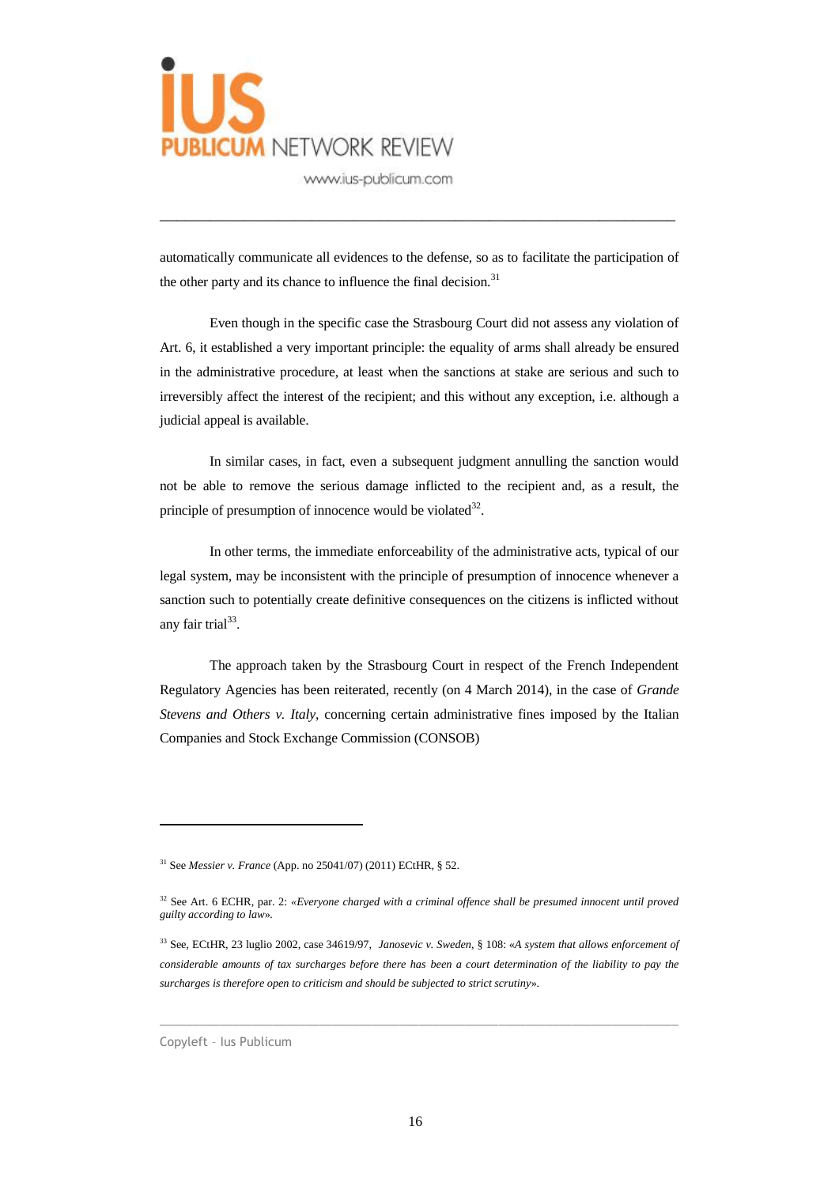automatically communicate all evidences to the defense, so as to facilitate the participation of the other party and its chance to influence the final decision.[31]

Even though in the specific case the Strasbourg Court did not assess any violation of Art. 6, it established a very important principle: the equality of arms shall already be ensured in the administrative procedure, at least when the sanctions at stake are serious and such to irreversibly affect the interest of the recipient; and this without any exception, i.e. although a judicial appeal is available.

In similar cases, in fact, even a subsequent judgment annulling the sanction would not be able to remove the serious damage inflicted to the recipient and, as a result, the principle of presumption of innocence would be violated[32].

In other terms, the immediate enforceability of the administrative acts, typical of our legal system, may be inconsistent with the principle of presumption of innocence whenever a sanction such to potentially create definitive consequences on the citizens is inflicted without any fair trial[33].

The approach taken by the Strasbourg Court in respect of the French Independent Regulatory Agencies has been reiterated, recently (on 4 March 2014), in the case of *Grande Stevens and Others v. Italy*, concerning certain administrative fines imposed by the Italian Companies and Stock Exchange Commission (CONSOB)

---

[31] See *Messier v. France* (App. no 25041/07) (2011) ECtHR, § 52.

[32] See Art. 6 ECHR, par. 2: *«Everyone charged with a criminal offence shall be presumed innocent until proved guilty according to law»*.

[33] See, ECtHR, 23 luglio 2002, case 34619/97, *Janosevic v. Sweden*, § 108: «*A system that allows enforcement of considerable amounts of tax surcharges before there has been a court determination of the liability to pay the surcharges is therefore open to criticism and should be subjected to strict scrutiny*».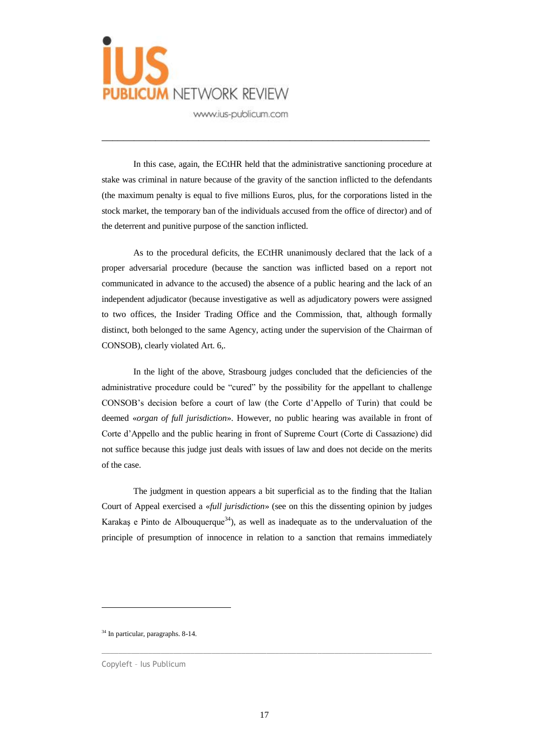In this case, again, the ECtHR held that the administrative sanctioning procedure at stake was criminal in nature because of the gravity of the sanction inflicted to the defendants (the maximum penalty is equal to five millions Euros, plus, for the corporations listed in the stock market, the temporary ban of the individuals accused from the office of director) and of the deterrent and punitive purpose of the sanction inflicted.

As to the procedural deficits, the ECtHR unanimously declared that the lack of a proper adversarial procedure (because the sanction was inflicted based on a report not communicated in advance to the accused) the absence of a public hearing and the lack of an independent adjudicator (because investigative as well as adjudicatory powers were assigned to two offices, the Insider Trading Office and the Commission, that, although formally distinct, both belonged to the same Agency, acting under the supervision of the Chairman of CONSOB), clearly violated Art. 6,.

In the light of the above, Strasbourg judges concluded that the deficiencies of the administrative procedure could be "cured" by the possibility for the appellant to challenge CONSOB's decision before a court of law (the Corte d'Appello of Turin) that could be deemed «*organ of full jurisdiction*». However, no public hearing was available in front of Corte d'Appello and the public hearing in front of Supreme Court (Corte di Cassazione) did not suffice because this judge just deals with issues of law and does not decide on the merits of the case.

The judgment in question appears a bit superficial as to the finding that the Italian Court of Appeal exercised a «*full jurisdiction*» (see on this the dissenting opinion by judges Karakaş e Pinto de Albouquerque[34]), as well as inadequate as to the undervaluation of the principle of presumption of innocence in relation to a sanction that remains immediately

[34] In particular, paragraphs. 8-14.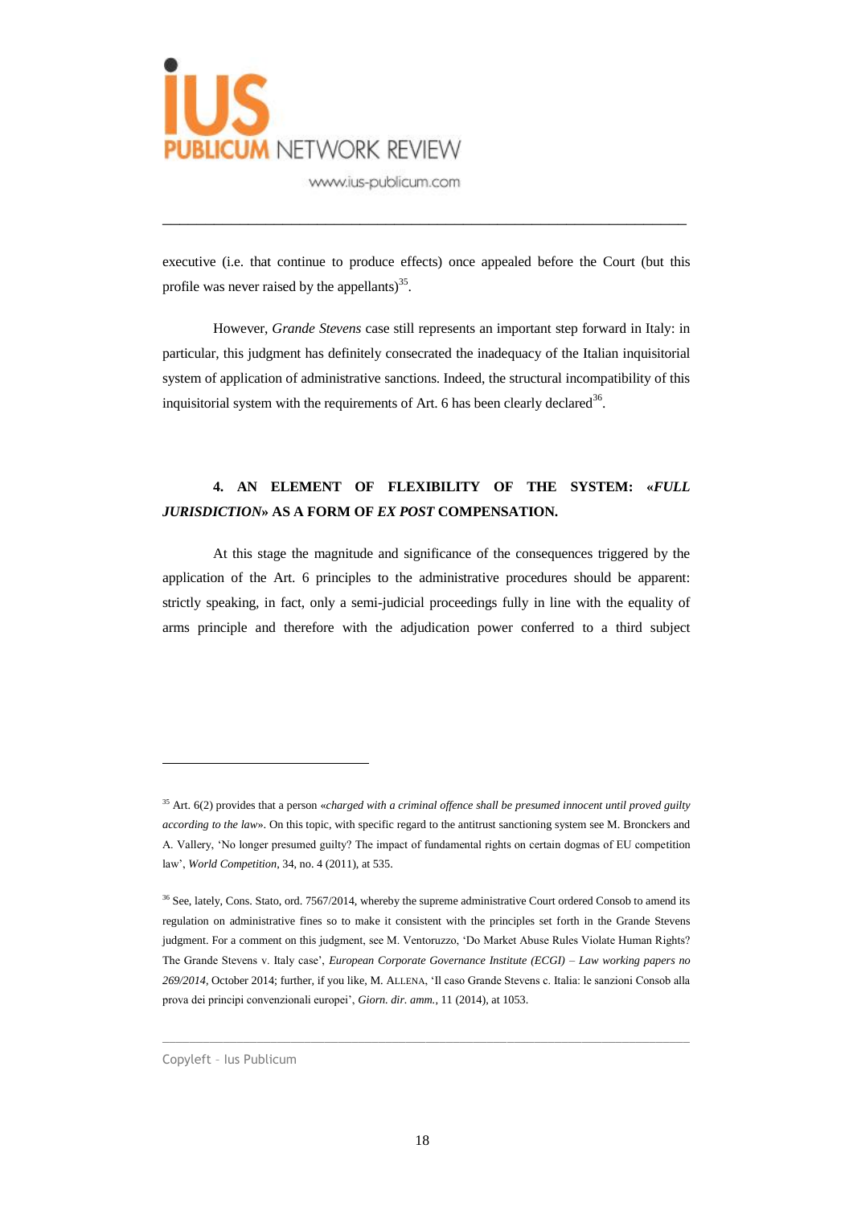executive (i.e. that continue to produce effects) once appealed before the Court (but this profile was never raised by the appellants)[35].

However, *Grande Stevens* case still represents an important step forward in Italy: in particular, this judgment has definitely consecrated the inadequacy of the Italian inquisitorial system of application of administrative sanctions. Indeed, the structural incompatibility of this inquisitorial system with the requirements of Art. 6 has been clearly declared[36].

## 4. AN ELEMENT OF FLEXIBILITY OF THE SYSTEM: «*FULL JURISDICTION*» AS A FORM OF *EX POST* COMPENSATION.

At this stage the magnitude and significance of the consequences triggered by the application of the Art. 6 principles to the administrative procedures should be apparent: strictly speaking, in fact, only a semi-judicial proceedings fully in line with the equality of arms principle and therefore with the adjudication power conferred to a third subject

---

[35] Art. 6(2) provides that a person «*charged with a criminal offence shall be presumed innocent until proved guilty according to the law*». On this topic, with specific regard to the antitrust sanctioning system see M. Bronckers and A. Vallery, 'No longer presumed guilty? The impact of fundamental rights on certain dogmas of EU competition law', *World Competition*, 34, no. 4 (2011), at 535.

[36] See, lately, Cons. Stato, ord. 7567/2014, whereby the supreme administrative Court ordered Consob to amend its regulation on administrative fines so to make it consistent with the principles set forth in the Grande Stevens judgment. For a comment on this judgment, see M. Ventoruzzo, 'Do Market Abuse Rules Violate Human Rights? The Grande Stevens v. Italy case', *European Corporate Governance Institute (ECGI) – Law working papers no 269/2014*, October 2014; further, if you like, M. ALLENA, 'Il caso Grande Stevens c. Italia: le sanzioni Consob alla prova dei principi convenzionali europei', *Giorn. dir. amm.*, 11 (2014), at 1053.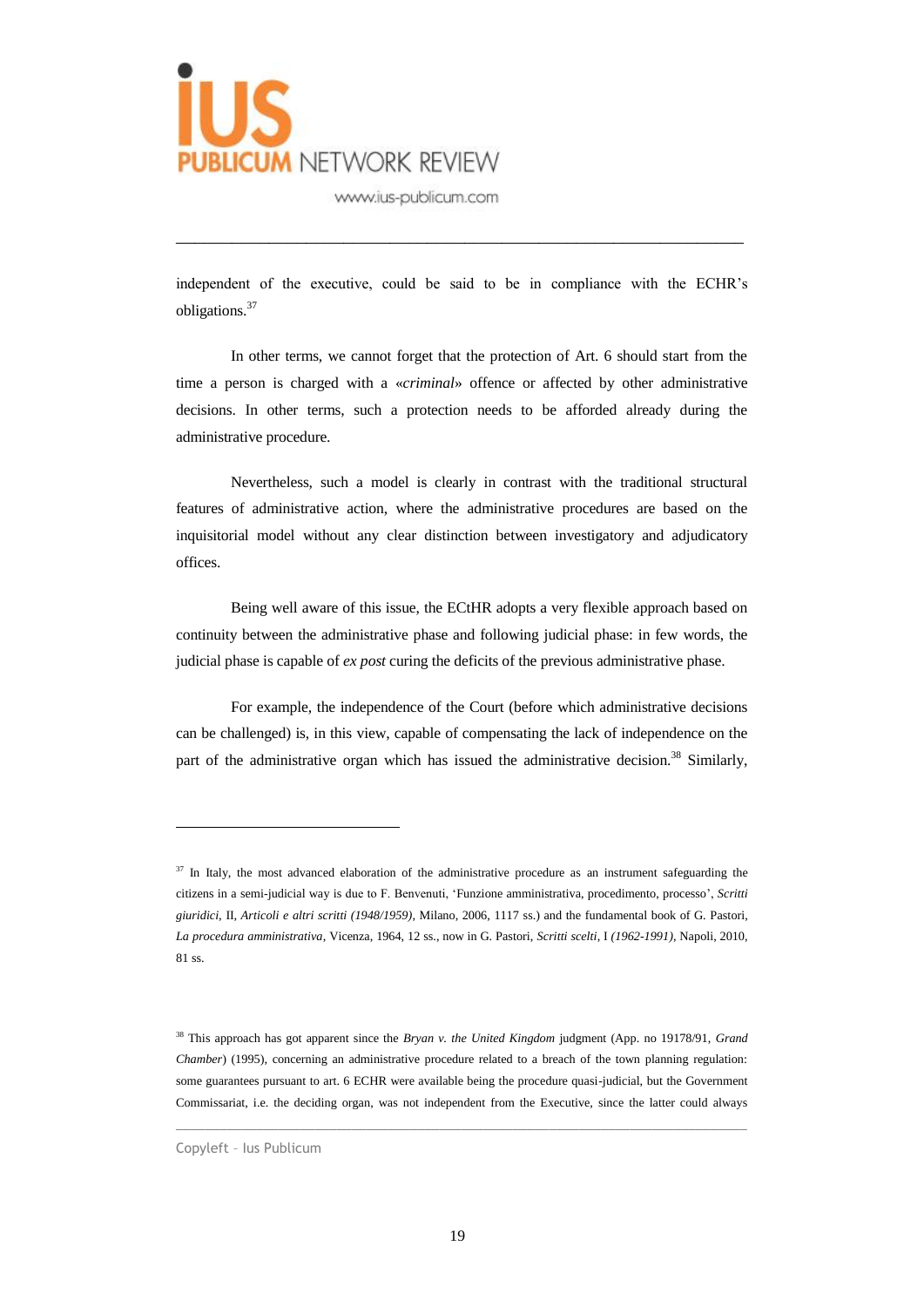independent of the executive, could be said to be in compliance with the ECHR's obligations.[37]

In other terms, we cannot forget that the protection of Art. 6 should start from the time a person is charged with a «*criminal*» offence or affected by other administrative decisions. In other terms, such a protection needs to be afforded already during the administrative procedure.

Nevertheless, such a model is clearly in contrast with the traditional structural features of administrative action, where the administrative procedures are based on the inquisitorial model without any clear distinction between investigatory and adjudicatory offices.

Being well aware of this issue, the ECtHR adopts a very flexible approach based on continuity between the administrative phase and following judicial phase: in few words, the judicial phase is capable of *ex post* curing the deficits of the previous administrative phase.

For example, the independence of the Court (before which administrative decisions can be challenged) is, in this view, capable of compensating the lack of independence on the part of the administrative organ which has issued the administrative decision.[38] Similarly,

---

[37] In Italy, the most advanced elaboration of the administrative procedure as an instrument safeguarding the citizens in a semi-judicial way is due to F. Benvenuti, 'Funzione amministrativa, procedimento, processo', *Scritti giuridici*, II, *Articoli e altri scritti (1948/1959)*, Milano, 2006, 1117 ss.) and the fundamental book of G. Pastori, *La procedura amministrativa*, Vicenza, 1964, 12 ss., now in G. Pastori, *Scritti scelti*, I *(1962-1991)*, Napoli, 2010, 81 ss.

[38] This approach has got apparent since the *Bryan v. the United Kingdom* judgment (App. no 19178/91, *Grand Chamber*) (1995), concerning an administrative procedure related to a breach of the town planning regulation: some guarantees pursuant to art. 6 ECHR were available being the procedure quasi-judicial, but the Government Commissariat, i.e. the deciding organ, was not independent from the Executive, since the latter could always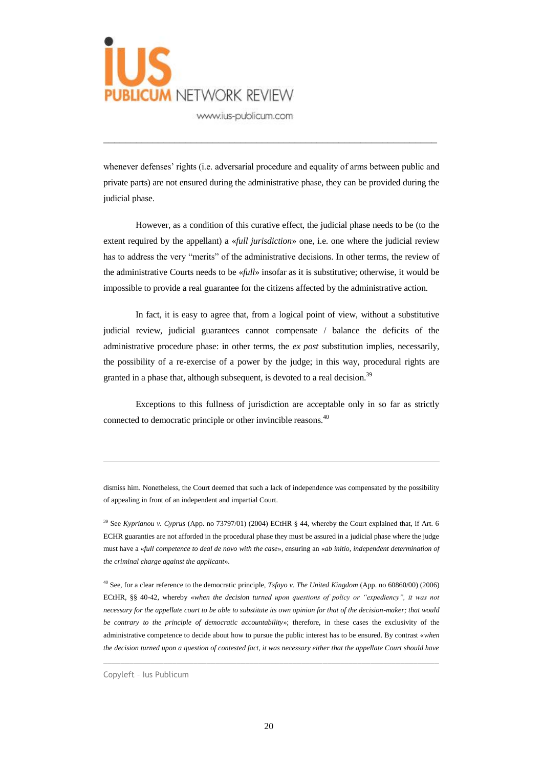whenever defenses' rights (i.e. adversarial procedure and equality of arms between public and private parts) are not ensured during the administrative phase, they can be provided during the judicial phase.

However, as a condition of this curative effect, the judicial phase needs to be (to the extent required by the appellant) a «*full jurisdiction*» one, i.e. one where the judicial review has to address the very "merits" of the administrative decisions. In other terms, the review of the administrative Courts needs to be «*full*» insofar as it is substitutive; otherwise, it would be impossible to provide a real guarantee for the citizens affected by the administrative action.

In fact, it is easy to agree that, from a logical point of view, without a substitutive judicial review, judicial guarantees cannot compensate / balance the deficits of the administrative procedure phase: in other terms, the *ex post* substitution implies, necessarily, the possibility of a re-exercise of a power by the judge; in this way, procedural rights are granted in a phase that, although subsequent, is devoted to a real decision.[39]

Exceptions to this fullness of jurisdiction are acceptable only in so far as strictly connected to democratic principle or other invincible reasons.[40]

---

dismiss him. Nonetheless, the Court deemed that such a lack of independence was compensated by the possibility of appealing in front of an independent and impartial Court.

[39] See *Kyprianou v. Cyprus* (App. no 73797/01) (2004) ECtHR § 44, whereby the Court explained that, if Art. 6 ECHR guaranties are not afforded in the procedural phase they must be assured in a judicial phase where the judge must have a «*full competence to deal de novo with the case*», ensuring an «*ab initio, independent determination of the criminal charge against the applicant*».

[40] See, for a clear reference to the democratic principle, *Tsfayo v. The United Kingdom* (App. no 60860/00) (2006) ECtHR, §§ 40-42, whereby «*when the decision turned upon questions of policy or "expediency", it was not necessary for the appellate court to be able to substitute its own opinion for that of the decision-maker; that would be contrary to the principle of democratic accountability*»; therefore, in these cases the exclusivity of the administrative competence to decide about how to pursue the public interest has to be ensured. By contrast «*when the decision turned upon a question of contested fact, it was necessary either that the appellate Court should have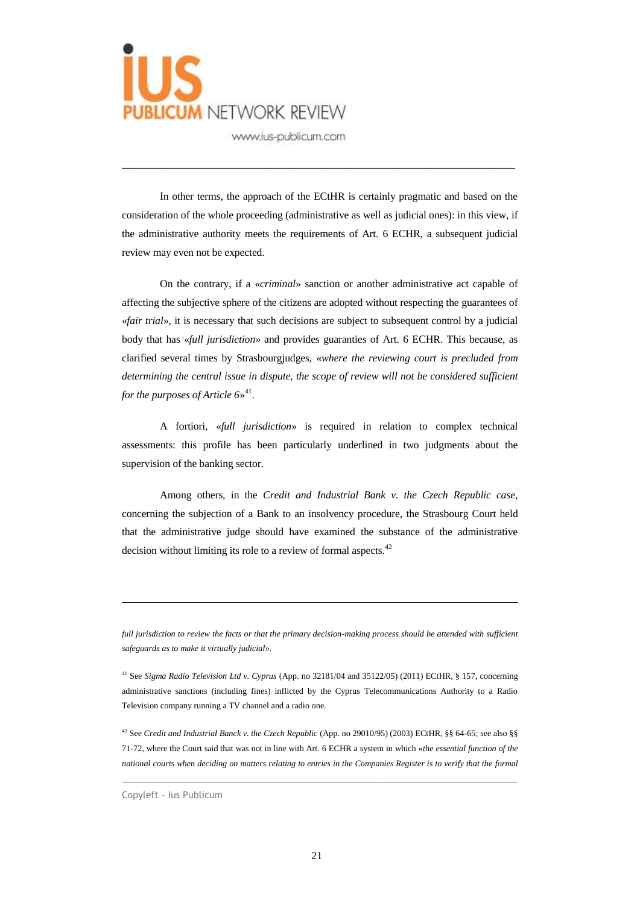In other terms, the approach of the ECtHR is certainly pragmatic and based on the consideration of the whole proceeding (administrative as well as judicial ones): in this view, if the administrative authority meets the requirements of Art. 6 ECHR, a subsequent judicial review may even not be expected.

On the contrary, if a «*criminal*» sanction or another administrative act capable of affecting the subjective sphere of the citizens are adopted without respecting the guarantees of «*fair trial*», it is necessary that such decisions are subject to subsequent control by a judicial body that has «*full jurisdiction*» and provides guaranties of Art. 6 ECHR. This because, as clarified several times by Strasbourgjudges, «*where the reviewing court is precluded from determining the central issue in dispute, the scope of review will not be considered sufficient for the purposes of Article 6*»[41].

A fortiori, «*full jurisdiction*» is required in relation to complex technical assessments: this profile has been particularly underlined in two judgments about the supervision of the banking sector.

Among others, in the *Credit and Industrial Bank v. the Czech Republic case*, concerning the subjection of a Bank to an insolvency procedure, the Strasbourg Court held that the administrative judge should have examined the substance of the administrative decision without limiting its role to a review of formal aspects.[42]

---

*full jurisdiction to review the facts or that the primary decision-making process should be attended with sufficient safeguards as to make it virtually judicial*».

[41] See *Sigma Radio Television Ltd v. Cyprus* (App. no 32181/04 and 35122/05) (2011) ECtHR, § 157, concerning administrative sanctions (including fines) inflicted by the Cyprus Telecommunications Authority to a Radio Television company running a TV channel and a radio one.

[42] See *Credit and Industrial Banck v. the Czech Republic* (App. no 29010/95) (2003) ECtHR, §§ 64-65; see also §§ 71-72, where the Court said that was not in line with Art. 6 ECHR a system in which «*the essential function of the national courts when deciding on matters relating to entries in the Companies Register is to verify that the formal*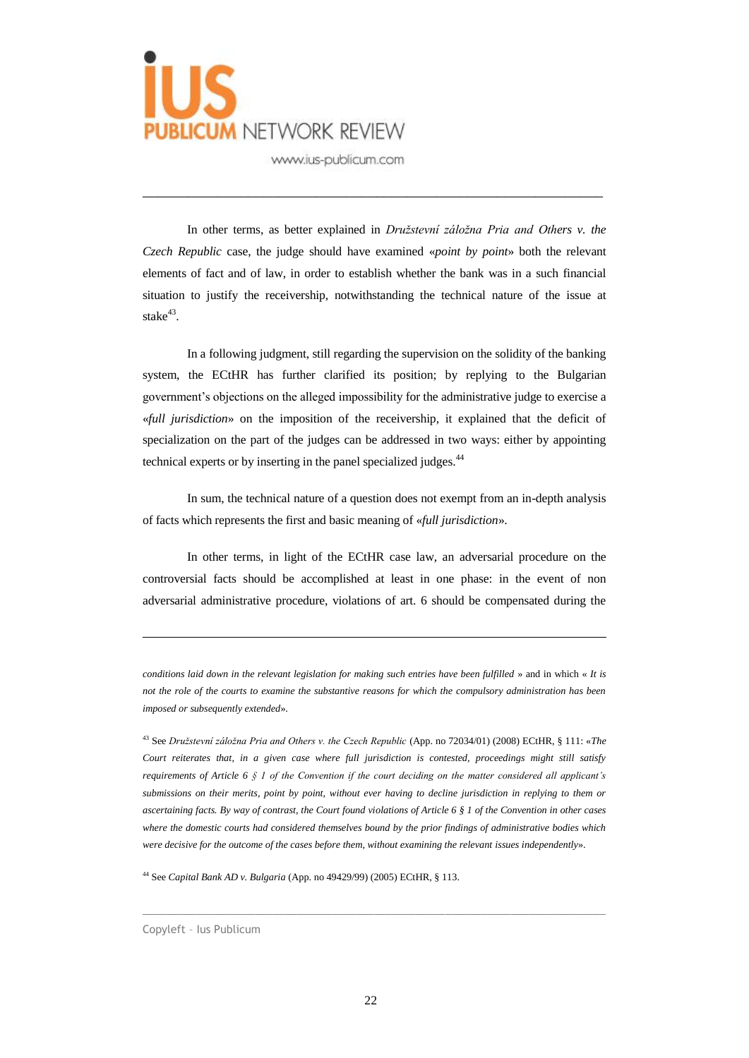In other terms, as better explained in *Družstevní záložna Pria and Others v. the Czech Republic* case, the judge should have examined «*point by point*» both the relevant elements of fact and of law, in order to establish whether the bank was in a such financial situation to justify the receivership, notwithstanding the technical nature of the issue at stake[43].

In a following judgment, still regarding the supervision on the solidity of the banking system, the ECtHR has further clarified its position; by replying to the Bulgarian government's objections on the alleged impossibility for the administrative judge to exercise a «*full jurisdiction*» on the imposition of the receivership, it explained that the deficit of specialization on the part of the judges can be addressed in two ways: either by appointing technical experts or by inserting in the panel specialized judges.[44]

In sum, the technical nature of a question does not exempt from an in-depth analysis of facts which represents the first and basic meaning of «*full jurisdiction*».

In other terms, in light of the ECtHR case law, an adversarial procedure on the controversial facts should be accomplished at least in one phase: in the event of non adversarial administrative procedure, violations of art. 6 should be compensated during the

---

*conditions laid down in the relevant legislation for making such entries have been fulfilled* » and in which « *It is not the role of the courts to examine the substantive reasons for which the compulsory administration has been imposed or subsequently extended*».

[43] See *Družstevní záložna Pria and Others v. the Czech Republic* (App. no 72034/01) (2008) ECtHR, § 111: «*The Court reiterates that, in a given case where full jurisdiction is contested, proceedings might still satisfy requirements of Article 6 § 1 of the Convention if the court deciding on the matter considered all applicant's submissions on their merits, point by point, without ever having to decline jurisdiction in replying to them or ascertaining facts. By way of contrast, the Court found violations of Article 6 § 1 of the Convention in other cases where the domestic courts had considered themselves bound by the prior findings of administrative bodies which were decisive for the outcome of the cases before them, without examining the relevant issues independently*».

[44] See *Capital Bank AD v. Bulgaria* (App. no 49429/99) (2005) ECtHR, § 113.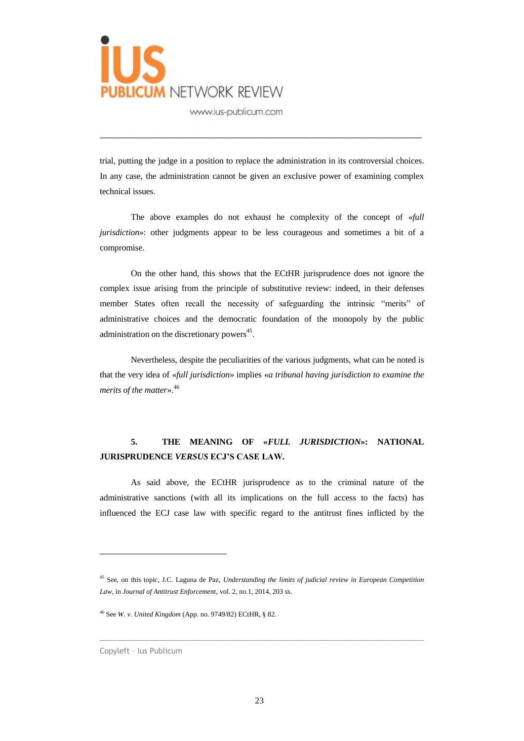trial, putting the judge in a position to replace the administration in its controversial choices. In any case, the administration cannot be given an exclusive power of examining complex technical issues.

The above examples do not exhaust he complexity of the concept of «*full jurisdiction*»: other judgments appear to be less courageous and sometimes a bit of a compromise.

On the other hand, this shows that the ECtHR jurisprudence does not ignore the complex issue arising from the principle of substitutive review: indeed, in their defenses member States often recall the necessity of safeguarding the intrinsic "merits" of administrative choices and the democratic foundation of the monopoly by the public administration on the discretionary powers[45].

Nevertheless, despite the peculiarities of the various judgments, what can be noted is that the very idea of «*full jurisdiction*» implies «*a tribunal having jurisdiction to examine the merits of the matter*».[46]

## 5. THE MEANING OF «*FULL JURISDICTION*»: NATIONAL JURISPRUDENCE *VERSUS* ECJ'S CASE LAW.

As said above, the ECtHR jurisprudence as to the criminal nature of the administrative sanctions (with all its implications on the full access to the facts) has influenced the ECJ case law with specific regard to the antitrust fines inflicted by the

---

[45] See, on this topic, J.C. Laguna de Paz, *Understanding the limits of judicial review in European Competition Law*, in *Journal of Antitrust Enforcement*, vol. 2, no.1, 2014, 203 ss.

[46] See *W. v. United Kingdom* (App. no. 9749/82) ECtHR, § 82.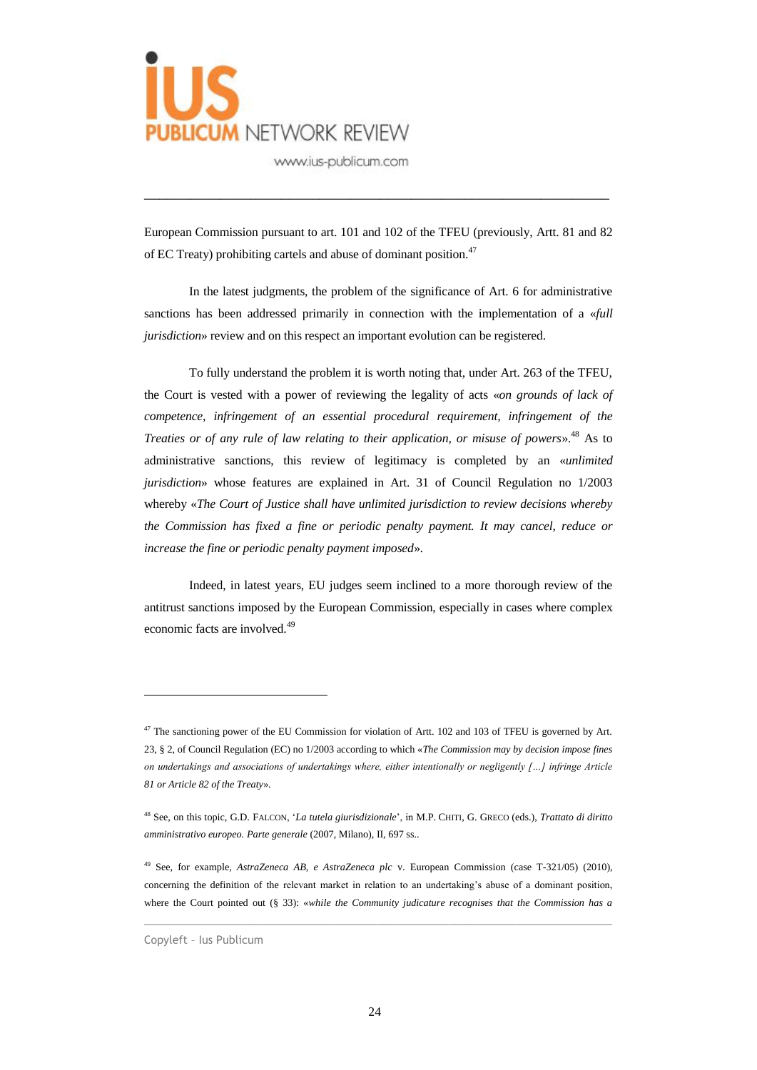European Commission pursuant to art. 101 and 102 of the TFEU (previously, Artt. 81 and 82 of EC Treaty) prohibiting cartels and abuse of dominant position.[47]

In the latest judgments, the problem of the significance of Art. 6 for administrative sanctions has been addressed primarily in connection with the implementation of a «*full jurisdiction*» review and on this respect an important evolution can be registered.

To fully understand the problem it is worth noting that, under Art. 263 of the TFEU, the Court is vested with a power of reviewing the legality of acts «*on grounds of lack of competence, infringement of an essential procedural requirement, infringement of the Treaties or of any rule of law relating to their application, or misuse of powers*».[48] As to administrative sanctions, this review of legitimacy is completed by an «*unlimited jurisdiction*» whose features are explained in Art. 31 of Council Regulation no 1/2003 whereby «*The Court of Justice shall have unlimited jurisdiction to review decisions whereby the Commission has fixed a fine or periodic penalty payment. It may cancel, reduce or increase the fine or periodic penalty payment imposed*».

Indeed, in latest years, EU judges seem inclined to a more thorough review of the antitrust sanctions imposed by the European Commission, especially in cases where complex economic facts are involved.[49]

---

[47] The sanctioning power of the EU Commission for violation of Artt. 102 and 103 of TFEU is governed by Art. 23, § 2, of Council Regulation (EC) no 1/2003 according to which «*The Commission may by decision impose fines on undertakings and associations of undertakings where, either intentionally or negligently […] infringe Article 81 or Article 82 of the Treaty*».

[48] See, on this topic, G.D. FALCON, '*La tutela giurisdizionale*', in M.P. CHITI, G. GRECO (eds.), *Trattato di diritto amministrativo europeo. Parte generale* (2007, Milano), II, 697 ss..

[49] See, for example, *AstraZeneca AB, e AstraZeneca plc* v. European Commission (case T-321/05) (2010), concerning the definition of the relevant market in relation to an undertaking's abuse of a dominant position, where the Court pointed out (§ 33): «*while the Community judicature recognises that the Commission has a*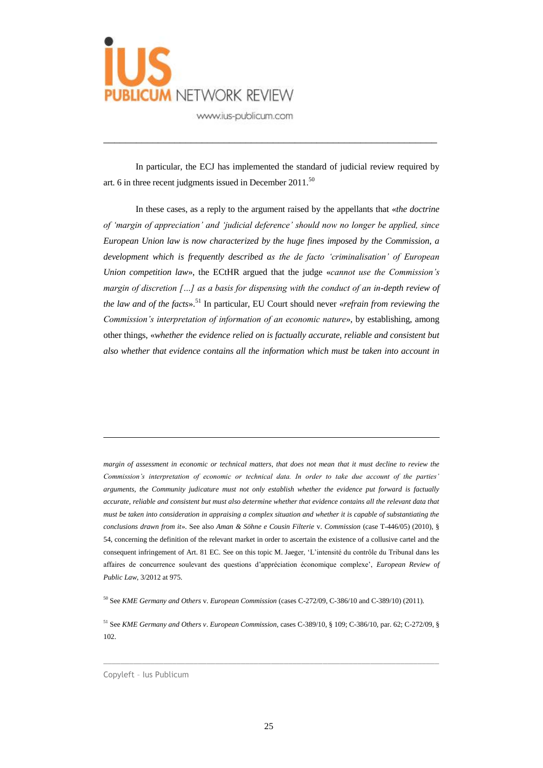In particular, the ECJ has implemented the standard of judicial review required by art. 6 in three recent judgments issued in December 2011.[50]

In these cases, as a reply to the argument raised by the appellants that «*the doctrine of 'margin of appreciation' and 'judicial deference' should now no longer be applied, since European Union law is now characterized by the huge fines imposed by the Commission, a development which is frequently described as the de facto 'criminalisation' of European Union competition law*», the ECtHR argued that the judge «*cannot use the Commission's margin of discretion […] as a basis for dispensing with the conduct of an in-depth review of the law and of the facts*».[51] In particular, EU Court should never «*refrain from reviewing the Commission's interpretation of information of an economic nature*», by establishing, among other things, «*whether the evidence relied on is factually accurate, reliable and consistent but also whether that evidence contains all the information which must be taken into account in*

---

*margin of assessment in economic or technical matters, that does not mean that it must decline to review the Commission's interpretation of economic or technical data. In order to take due account of the parties' arguments, the Community judicature must not only establish whether the evidence put forward is factually accurate, reliable and consistent but must also determine whether that evidence contains all the relevant data that must be taken into consideration in appraising a complex situation and whether it is capable of substantiating the conclusions drawn from it*». See also *Aman & Söhne e Cousin Filterie* v. *Commission* (case T-446/05) (2010), § 54, concerning the definition of the relevant market in order to ascertain the existence of a collusive cartel and the consequent infringement of Art. 81 EC. See on this topic M. Jaeger, 'L'intensité du contrôle du Tribunal dans les affaires de concurrence soulevant des questions d'appréciation économique complexe', *European Review of Public Law*, 3/2012 at 975.

[50] See *KME Germany and Others* v. *European Commission* (cases C-272/09, C-386/10 and C-389/10) (2011).

[51] See *KME Germany and Others v*. *European Commission*, cases C-389/10, § 109; C-386/10, par. 62; C-272/09, § 102.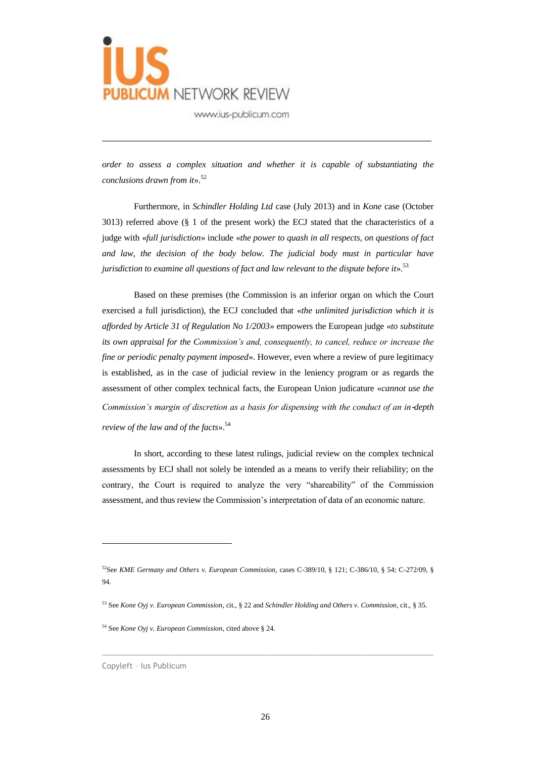*order to assess a complex situation and whether it is capable of substantiating the conclusions drawn from it*».[52]

Furthermore, in *Schindler Holding Ltd* case (July 2013) and in *Kone* case (October 3013) referred above (§ 1 of the present work) the ECJ stated that the characteristics of a judge with «*full jurisdiction*» include «*the power to quash in all respects, on questions of fact and law, the decision of the body below. The judicial body must in particular have jurisdiction to examine all questions of fact and law relevant to the dispute before it*».[53]

Based on these premises (the Commission is an inferior organ on which the Court exercised a full jurisdiction), the ECJ concluded that «*the unlimited jurisdiction which it is afforded by Article 31 of Regulation No 1/2003*» empowers the European judge «*to substitute its own appraisal for the Commission's and, consequently, to cancel, reduce or increase the fine or periodic penalty payment imposed*». However, even where a review of pure legitimacy is established, as in the case of judicial review in the leniency program or as regards the assessment of other complex technical facts, the European Union judicature «*cannot use the Commission's margin of discretion as a basis for dispensing with the conduct of an in-depth review of the law and of the facts*».[54]

In short, according to these latest rulings, judicial review on the complex technical assessments by ECJ shall not solely be intended as a means to verify their reliability; on the contrary, the Court is required to analyze the very "shareability" of the Commission assessment, and thus review the Commission's interpretation of data of an economic nature.

---

[52] See *KME Germany and Others v. European Commission*, cases C-389/10, § 121; C-386/10, § 54; C-272/09, § 94.

[53] See *Kone Oyj v. European Commission*, cit., § 22 and *Schindler Holding and Others v. Commission*, cit., § 35.

[54] See *Kone Oyj v. European Commission*, cited above § 24.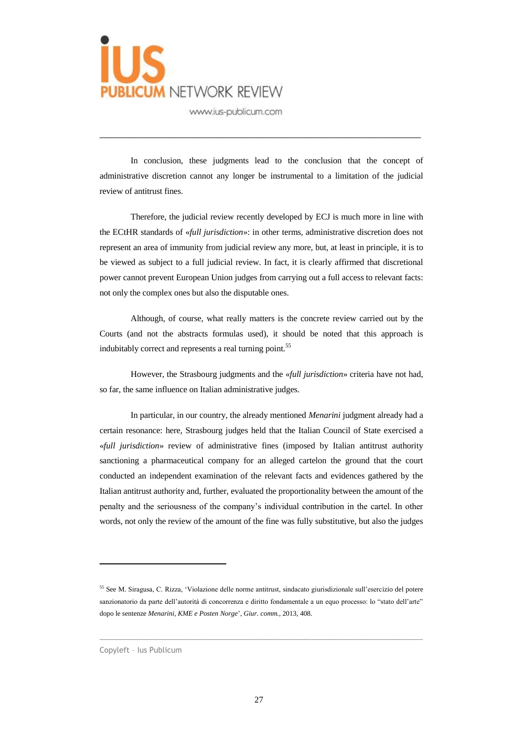In conclusion, these judgments lead to the conclusion that the concept of administrative discretion cannot any longer be instrumental to a limitation of the judicial review of antitrust fines.

Therefore, the judicial review recently developed by ECJ is much more in line with the ECtHR standards of «*full jurisdiction*»: in other terms, administrative discretion does not represent an area of immunity from judicial review any more, but, at least in principle, it is to be viewed as subject to a full judicial review. In fact, it is clearly affirmed that discretional power cannot prevent European Union judges from carrying out a full access to relevant facts: not only the complex ones but also the disputable ones.

Although, of course, what really matters is the concrete review carried out by the Courts (and not the abstracts formulas used), it should be noted that this approach is indubitably correct and represents a real turning point.[55]

However, the Strasbourg judgments and the «*full jurisdiction*» criteria have not had, so far, the same influence on Italian administrative judges.

In particular, in our country, the already mentioned *Menarini* judgment already had a certain resonance: here, Strasbourg judges held that the Italian Council of State exercised a «*full jurisdiction*» review of administrative fines (imposed by Italian antitrust authority sanctioning a pharmaceutical company for an alleged cartelon the ground that the court conducted an independent examination of the relevant facts and evidences gathered by the Italian antitrust authority and, further, evaluated the proportionality between the amount of the penalty and the seriousness of the company's individual contribution in the cartel. In other words, not only the review of the amount of the fine was fully substitutive, but also the judges

---

[55] See M. Siragusa, C. Rizza, 'Violazione delle norme antitrust, sindacato giurisdizionale sull'esercizio del potere sanzionatorio da parte dell'autorità di concorrenza e diritto fondamentale a un equo processo: lo "stato dell'arte" dopo le sentenze *Menarini, KME e Posten Norge*', *Giur. comm.*, 2013, 408.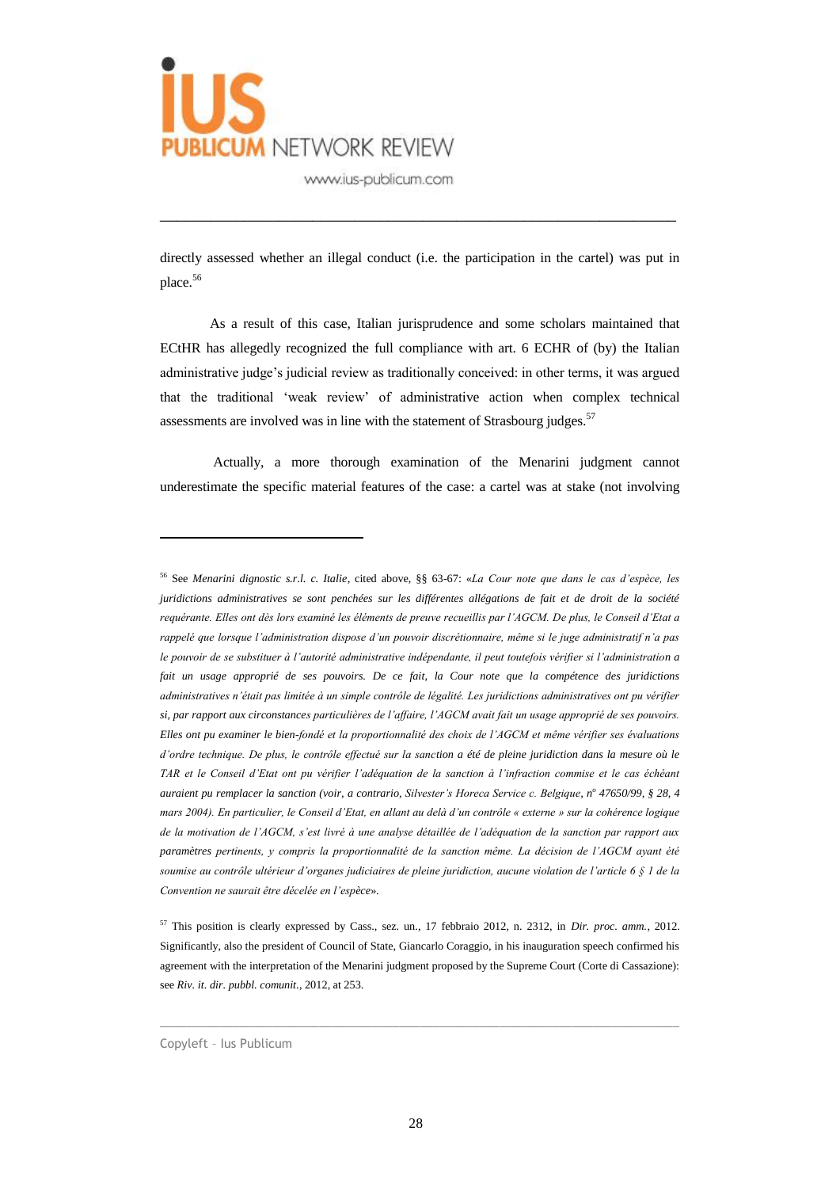directly assessed whether an illegal conduct (i.e. the participation in the cartel) was put in place.[56]

As a result of this case, Italian jurisprudence and some scholars maintained that ECtHR has allegedly recognized the full compliance with art. 6 ECHR of (by) the Italian administrative judge's judicial review as traditionally conceived: in other terms, it was argued that the traditional 'weak review' of administrative action when complex technical assessments are involved was in line with the statement of Strasbourg judges.[57]

Actually, a more thorough examination of the Menarini judgment cannot underestimate the specific material features of the case: a cartel was at stake (not involving

---

[56] See *Menarini dignostic s.r.l. c. Italie*, cited above, §§ 63-67: «*La Cour note que dans le cas d'espèce, les juridictions administratives se sont penchées sur les différentes allégations de fait et de droit de la société requérante. Elles ont dès lors examiné les éléments de preuve recueillis par l'AGCM. De plus, le Conseil d'Etat a rappelé que lorsque l'administration dispose d'un pouvoir discrétionnaire, même si le juge administratif n'a pas le pouvoir de se substituer à l'autorité administrative indépendante, il peut toutefois vérifier si l'administration a fait un usage approprié de ses pouvoirs. De ce fait, la Cour note que la compétence des juridictions administratives n'était pas limitée à un simple contrôle de légalité. Les juridictions administratives ont pu vérifier si, par rapport aux circonstances particulières de l'affaire, l'AGCM avait fait un usage approprié de ses pouvoirs. Elles ont pu examiner le bien-fondé et la proportionnalité des choix de l'AGCM et même vérifier ses évaluations d'ordre technique. De plus, le contrôle effectué sur la sanction a été de pleine juridiction dans la mesure où le TAR et le Conseil d'Etat ont pu vérifier l'adéquation de la sanction à l'infraction commise et le cas échéant auraient pu remplacer la sanction (voir, a contrario, Silvester's Horeca Service c. Belgique, n° 47650/99, § 28, 4 mars 2004). En particulier, le Conseil d'Etat, en allant au delà d'un contrôle « externe » sur la cohérence logique de la motivation de l'AGCM, s'est livré à une analyse détaillée de l'adéquation de la sanction par rapport aux paramètres pertinents, y compris la proportionnalité de la sanction même. La décision de l'AGCM ayant été soumise au contrôle ultérieur d'organes judiciaires de pleine juridiction, aucune violation de l'article 6 § 1 de la Convention ne saurait être décelée en l'espèce*».

[57] This position is clearly expressed by Cass., sez. un., 17 febbraio 2012, n. 2312, in *Dir. proc. amm.*, 2012. Significantly, also the president of Council of State, Giancarlo Coraggio, in his inauguration speech confirmed his agreement with the interpretation of the Menarini judgment proposed by the Supreme Court (Corte di Cassazione): see *Riv. it. dir. pubbl. comunit.*, 2012, at 253.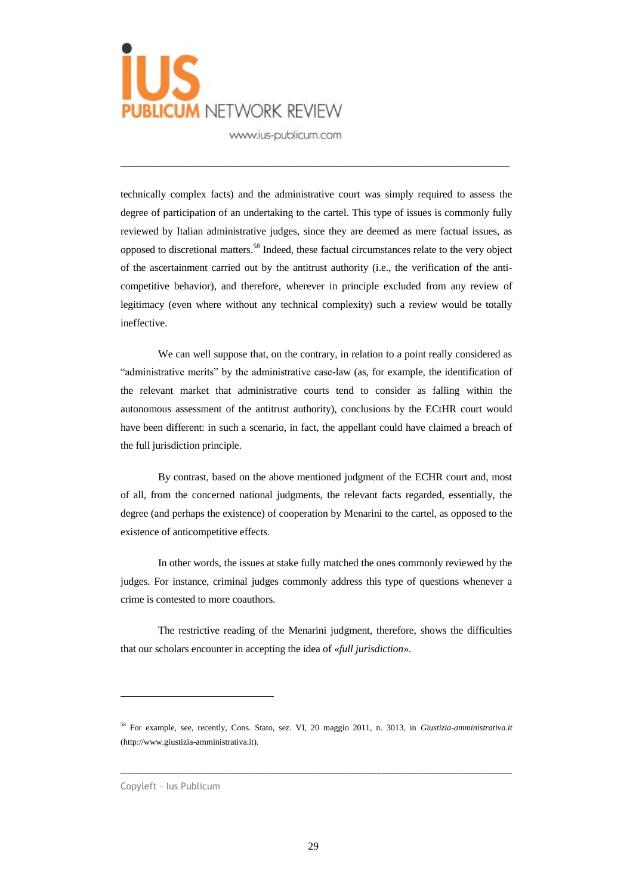technically complex facts) and the administrative court was simply required to assess the degree of participation of an undertaking to the cartel. This type of issues is commonly fully reviewed by Italian administrative judges, since they are deemed as mere factual issues, as opposed to discretional matters.[58] Indeed, these factual circumstances relate to the very object of the ascertainment carried out by the antitrust authority (i.e., the verification of the anti-competitive behavior), and therefore, wherever in principle excluded from any review of legitimacy (even where without any technical complexity) such a review would be totally ineffective.

We can well suppose that, on the contrary, in relation to a point really considered as "administrative merits" by the administrative case-law (as, for example, the identification of the relevant market that administrative courts tend to consider as falling within the autonomous assessment of the antitrust authority), conclusions by the ECtHR court would have been different: in such a scenario, in fact, the appellant could have claimed a breach of the full jurisdiction principle.

By contrast, based on the above mentioned judgment of the ECHR court and, most of all, from the concerned national judgments, the relevant facts regarded, essentially, the degree (and perhaps the existence) of cooperation by Menarini to the cartel, as opposed to the existence of anticompetitive effects.

In other words, the issues at stake fully matched the ones commonly reviewed by the judges. For instance, criminal judges commonly address this type of questions whenever a crime is contested to more coauthors.

The restrictive reading of the Menarini judgment, therefore, shows the difficulties that our scholars encounter in accepting the idea of «*full jurisdiction*».

---

[58] For example, see, recently, Cons. Stato, sez. VI, 20 maggio 2011, n. 3013, in *Giustizia-amministrativa.it* (http://www.giustizia-amministrativa.it).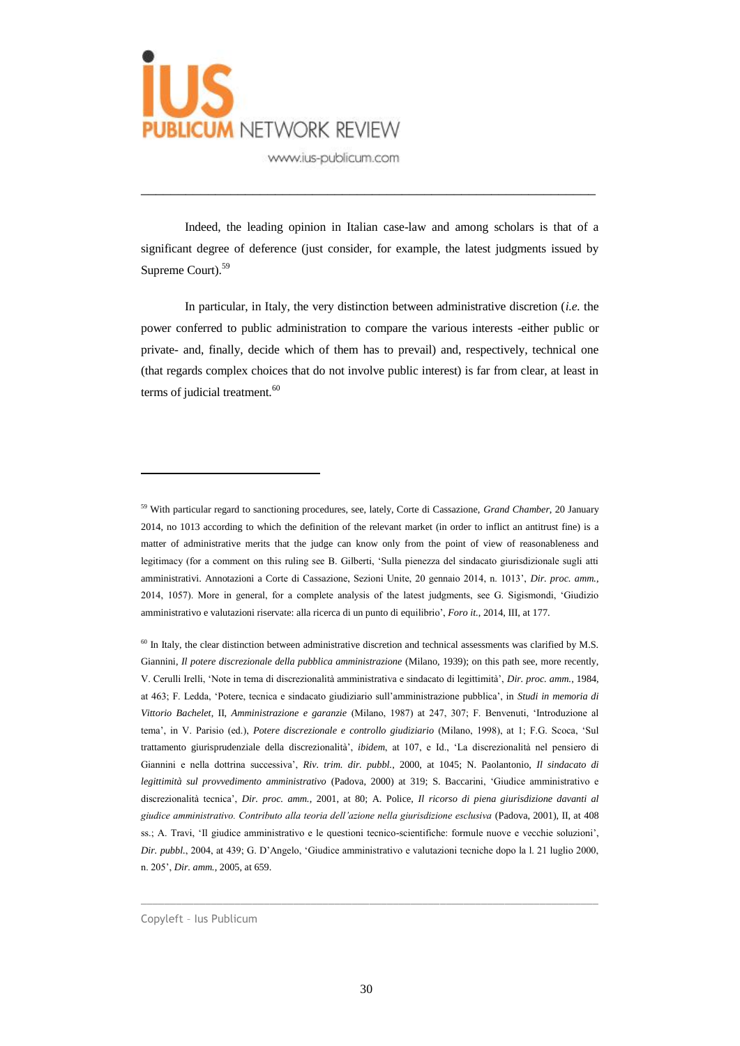Indeed, the leading opinion in Italian case-law and among scholars is that of a significant degree of deference (just consider, for example, the latest judgments issued by Supreme Court).[59]

In particular, in Italy, the very distinction between administrative discretion (*i.e.* the power conferred to public administration to compare the various interests -either public or private- and, finally, decide which of them has to prevail) and, respectively, technical one (that regards complex choices that do not involve public interest) is far from clear, at least in terms of judicial treatment.[60]

---

[59] With particular regard to sanctioning procedures, see, lately, Corte di Cassazione, *Grand Chamber*, 20 January 2014, no 1013 according to which the definition of the relevant market (in order to inflict an antitrust fine) is a matter of administrative merits that the judge can know only from the point of view of reasonableness and legitimacy (for a comment on this ruling see B. Gilberti, 'Sulla pienezza del sindacato giurisdizionale sugli atti amministrativi. Annotazioni a Corte di Cassazione, Sezioni Unite, 20 gennaio 2014, n. 1013', *Dir. proc. amm.*, 2014, 1057). More in general, for a complete analysis of the latest judgments, see G. Sigismondi, 'Giudizio amministrativo e valutazioni riservate: alla ricerca di un punto di equilibrio', *Foro it.*, 2014, III, at 177.

[60] In Italy, the clear distinction between administrative discretion and technical assessments was clarified by M.S. Giannini, *Il potere discrezionale della pubblica amministrazione* (Milano, 1939); on this path see, more recently, V. Cerulli Irelli, 'Note in tema di discrezionalità amministrativa e sindacato di legittimità', *Dir. proc. amm.*, 1984, at 463; F. Ledda, 'Potere, tecnica e sindacato giudiziario sull'amministrazione pubblica', in *Studi in memoria di Vittorio Bachelet*, II, *Amministrazione e garanzie* (Milano, 1987) at 247, 307; F. Benvenuti, 'Introduzione al tema', in V. Parisio (ed.), *Potere discrezionale e controllo giudiziario* (Milano, 1998), at 1; F.G. Scoca, 'Sul trattamento giurisprudenziale della discrezionalità', *ibidem*, at 107, e Id., 'La discrezionalità nel pensiero di Giannini e nella dottrina successiva', *Riv. trim. dir. pubbl.*, 2000, at 1045; N. Paolantonio, *Il sindacato di legittimità sul provvedimento amministrativo* (Padova, 2000) at 319; S. Baccarini, 'Giudice amministrativo e discrezionalità tecnica', *Dir. proc. amm.*, 2001, at 80; A. Police, *Il ricorso di piena giurisdizione davanti al giudice amministrativo. Contributo alla teoria dell'azione nella giurisdizione esclusiva* (Padova, 2001), II, at 408 ss.; A. Travi, 'Il giudice amministrativo e le questioni tecnico-scientifiche: formule nuove e vecchie soluzioni', *Dir. pubbl.*, 2004, at 439; G. D'Angelo, 'Giudice amministrativo e valutazioni tecniche dopo la l. 21 luglio 2000, n. 205', *Dir. amm.*, 2005, at 659.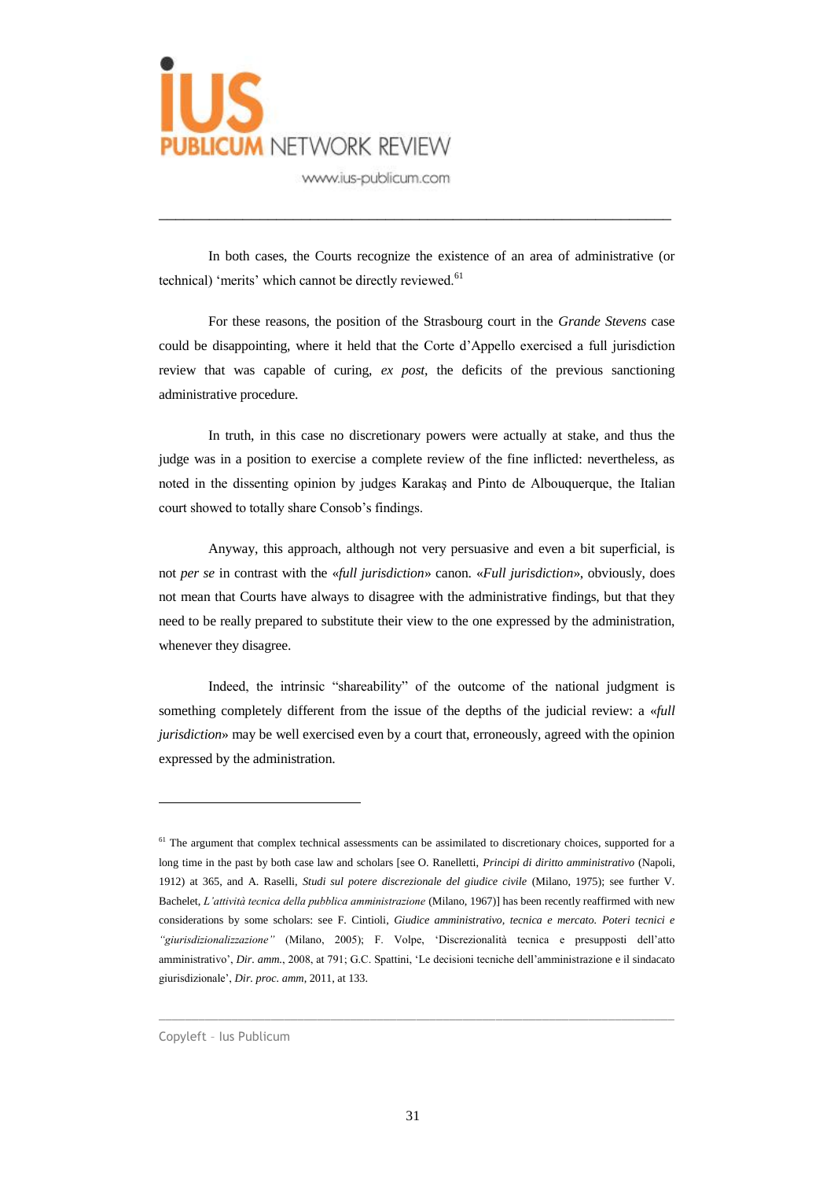In both cases, the Courts recognize the existence of an area of administrative (or technical) 'merits' which cannot be directly reviewed.[61]

For these reasons, the position of the Strasbourg court in the *Grande Stevens* case could be disappointing, where it held that the Corte d'Appello exercised a full jurisdiction review that was capable of curing, *ex post*, the deficits of the previous sanctioning administrative procedure.

In truth, in this case no discretionary powers were actually at stake, and thus the judge was in a position to exercise a complete review of the fine inflicted: nevertheless, as noted in the dissenting opinion by judges Karakaş and Pinto de Albouquerque, the Italian court showed to totally share Consob's findings.

Anyway, this approach, although not very persuasive and even a bit superficial, is not *per se* in contrast with the «*full jurisdiction*» canon. «*Full jurisdiction*», obviously, does not mean that Courts have always to disagree with the administrative findings, but that they need to be really prepared to substitute their view to the one expressed by the administration, whenever they disagree.

Indeed, the intrinsic "shareability" of the outcome of the national judgment is something completely different from the issue of the depths of the judicial review: a «*full jurisdiction*» may be well exercised even by a court that, erroneously, agreed with the opinion expressed by the administration.

---

[61] The argument that complex technical assessments can be assimilated to discretionary choices, supported for a long time in the past by both case law and scholars [see O. Ranelletti, *Principi di diritto amministrativo* (Napoli, 1912) at 365, and A. Raselli, *Studi sul potere discrezionale del giudice civile* (Milano, 1975); see further V. Bachelet, *L'attività tecnica della pubblica amministrazione* (Milano, 1967)] has been recently reaffirmed with new considerations by some scholars: see F. Cintioli, *Giudice amministrativo, tecnica e mercato. Poteri tecnici e "giurisdizionalizzazione"* (Milano, 2005); F. Volpe, 'Discrezionalità tecnica e presupposti dell'atto amministrativo', *Dir. amm.*, 2008, at 791; G.C. Spattini, 'Le decisioni tecniche dell'amministrazione e il sindacato giurisdizionale', *Dir. proc. amm*, 2011, at 133.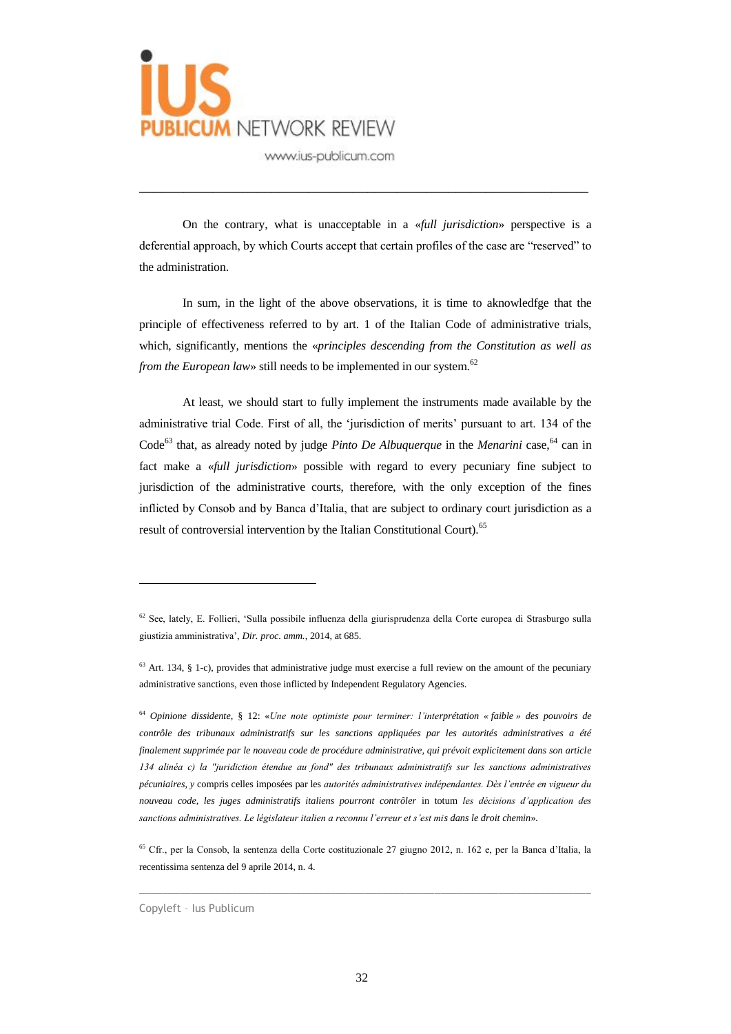On the contrary, what is unacceptable in a «*full jurisdiction*» perspective is a deferential approach, by which Courts accept that certain profiles of the case are "reserved" to the administration.

In sum, in the light of the above observations, it is time to aknowledfge that the principle of effectiveness referred to by art. 1 of the Italian Code of administrative trials, which, significantly, mentions the «*principles descending from the Constitution as well as from the European law*» still needs to be implemented in our system.[62]

At least, we should start to fully implement the instruments made available by the administrative trial Code. First of all, the 'jurisdiction of merits' pursuant to art. 134 of the Code[63] that, as already noted by judge *Pinto De Albuquerque* in the *Menarini* case,[64] can in fact make a «*full jurisdiction*» possible with regard to every pecuniary fine subject to jurisdiction of the administrative courts, therefore, with the only exception of the fines inflicted by Consob and by Banca d'Italia, that are subject to ordinary court jurisdiction as a result of controversial intervention by the Italian Constitutional Court).[65]

---

[62] See, lately, E. Follieri, 'Sulla possibile influenza della giurisprudenza della Corte europea di Strasburgo sulla giustizia amministrativa', *Dir. proc. amm.*, 2014, at 685.

[63] Art. 134, § 1-c), provides that administrative judge must exercise a full review on the amount of the pecuniary administrative sanctions, even those inflicted by Independent Regulatory Agencies.

[64] *Opinione dissidente*, § 12: «*Une note optimiste pour terminer: l'interprétation « faible » des pouvoirs de contrôle des tribunaux administratifs sur les sanctions appliquées par les autorités administratives a été finalement supprimée par le nouveau code de procédure administrative, qui prévoit explicitement dans son article 134 alinéa c) la "juridiction étendue au fond" des tribunaux administratifs sur les sanctions administratives pécuniaires, y* compris celles imposées par les *autorités administratives indépendantes. Dès l'entrée en vigueur du nouveau code, les juges administratifs italiens pourront contrôler* in totum *les décisions d'application des sanctions administratives. Le législateur italien a reconnu l'erreur et s'est mis dans le droit chemin*».

[65] Cfr., per la Consob, la sentenza della Corte costituzionale 27 giugno 2012, n. 162 e, per la Banca d'Italia, la recentissima sentenza del 9 aprile 2014, n. 4.